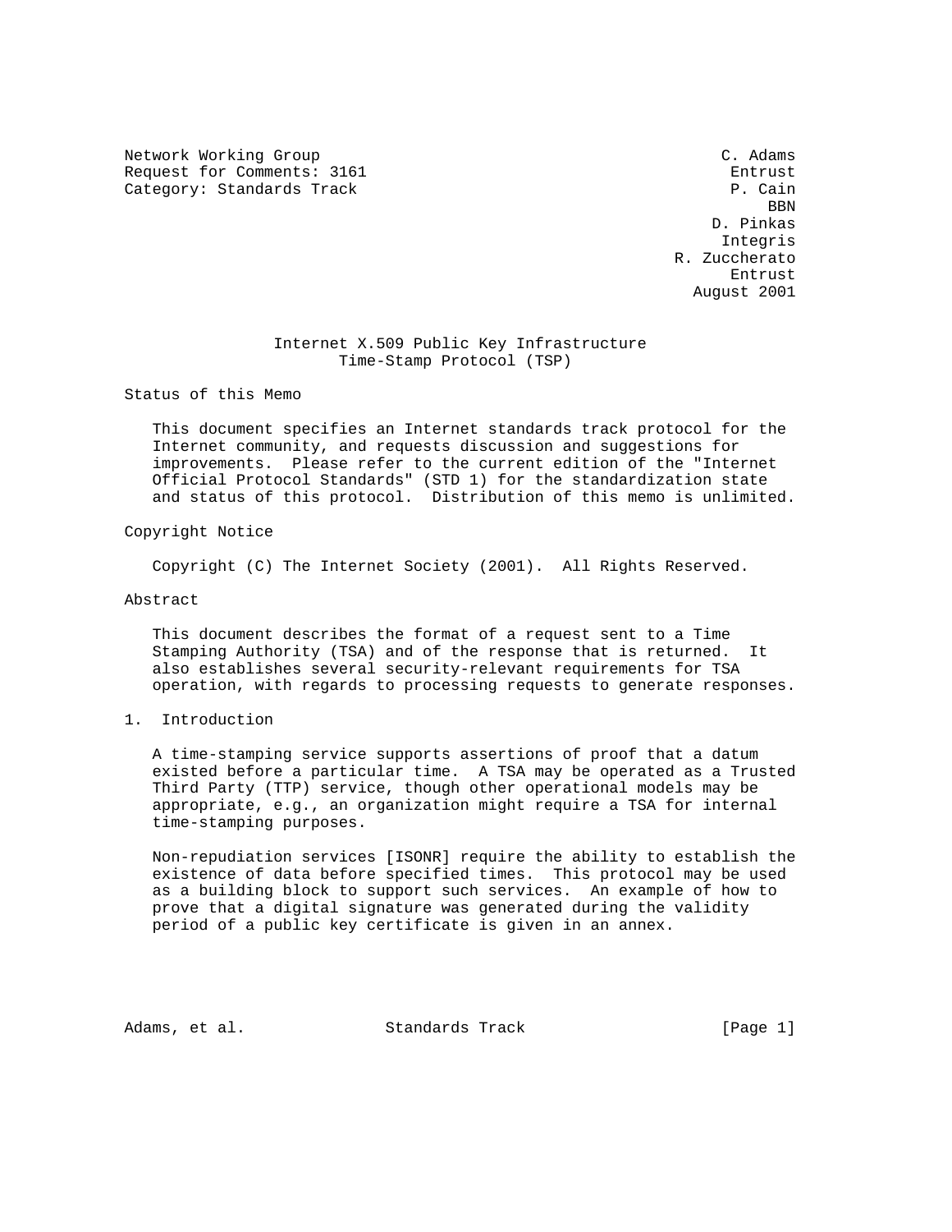Network Working Group C. Adams
Request for Comments: 3161 Entrust
Category: Standards Track P. Cain
BBN
D. Pinkas
Integris
R. Zuccherato
Entrust
August 2001

# Internet X.509 Public Key Infrastructure Time-Stamp Protocol (TSP)

## Status of this Memo

This document specifies an Internet standards track protocol for the Internet community, and requests discussion and suggestions for improvements. Please refer to the current edition of the "Internet Official Protocol Standards" (STD 1) for the standardization state and status of this protocol. Distribution of this memo is unlimited.

## Copyright Notice

Copyright (C) The Internet Society (2001). All Rights Reserved.

## Abstract

This document describes the format of a request sent to a Time Stamping Authority (TSA) and of the response that is returned. It also establishes several security-relevant requirements for TSA operation, with regards to processing requests to generate responses.

## 1. Introduction

A time-stamping service supports assertions of proof that a datum existed before a particular time. A TSA may be operated as a Trusted Third Party (TTP) service, though other operational models may be appropriate, e.g., an organization might require a TSA for internal time-stamping purposes.

Non-repudiation services [ISONR] require the ability to establish the existence of data before specified times. This protocol may be used as a building block to support such services. An example of how to prove that a digital signature was generated during the validity period of a public key certificate is given in an annex.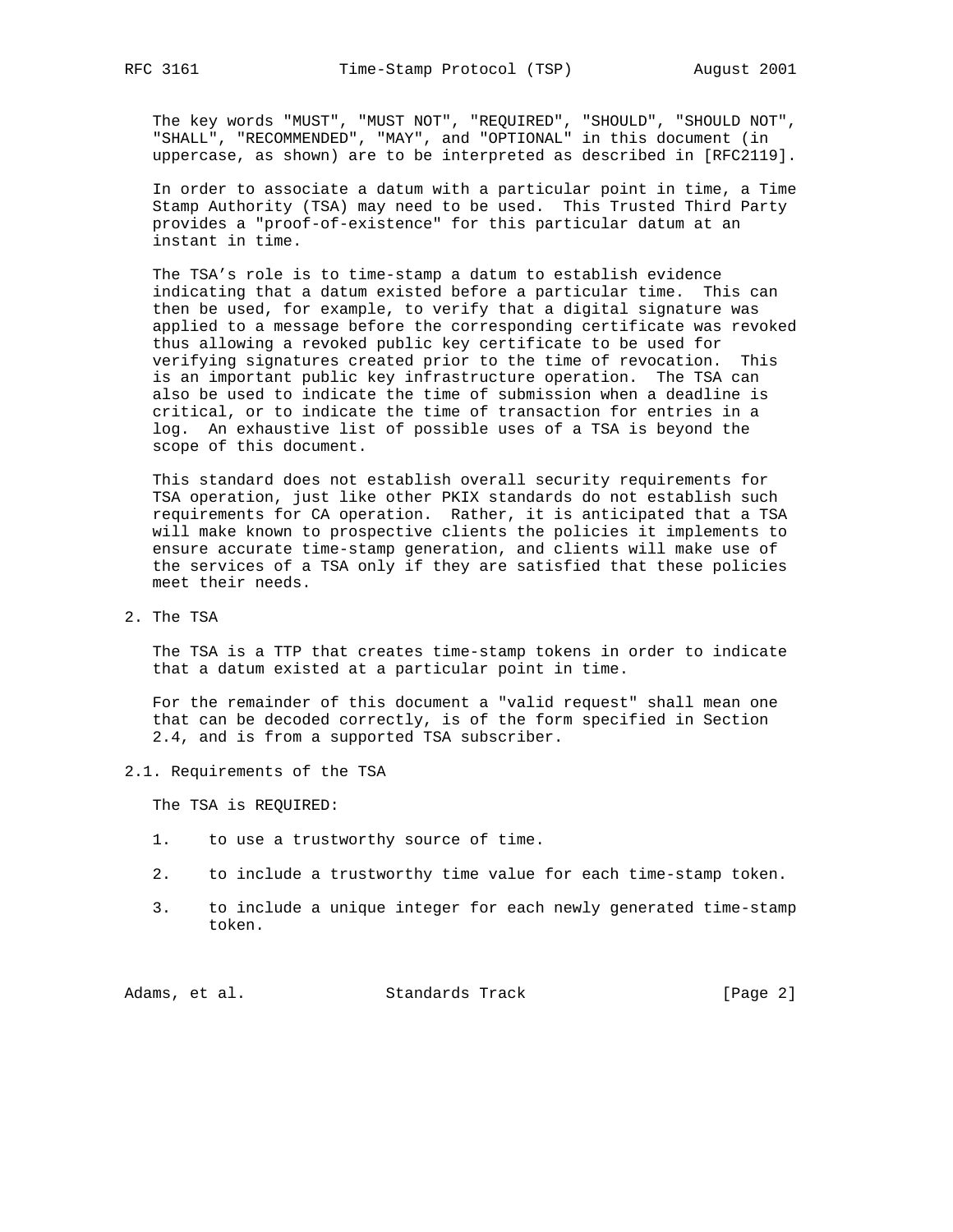The key words "MUST", "MUST NOT", "REQUIRED", "SHOULD", "SHOULD NOT", "SHALL", "RECOMMENDED", "MAY", and "OPTIONAL" in this document (in uppercase, as shown) are to be interpreted as described in [RFC2119].

In order to associate a datum with a particular point in time, a Time Stamp Authority (TSA) may need to be used. This Trusted Third Party provides a "proof-of-existence" for this particular datum at an instant in time.

The TSA's role is to time-stamp a datum to establish evidence indicating that a datum existed before a particular time. This can then be used, for example, to verify that a digital signature was applied to a message before the corresponding certificate was revoked thus allowing a revoked public key certificate to be used for verifying signatures created prior to the time of revocation. This is an important public key infrastructure operation. The TSA can also be used to indicate the time of submission when a deadline is critical, or to indicate the time of transaction for entries in a log. An exhaustive list of possible uses of a TSA is beyond the scope of this document.

This standard does not establish overall security requirements for TSA operation, just like other PKIX standards do not establish such requirements for CA operation. Rather, it is anticipated that a TSA will make known to prospective clients the policies it implements to ensure accurate time-stamp generation, and clients will make use of the services of a TSA only if they are satisfied that these policies meet their needs.

## 2. The TSA

The TSA is a TTP that creates time-stamp tokens in order to indicate that a datum existed at a particular point in time.

For the remainder of this document a "valid request" shall mean one that can be decoded correctly, is of the form specified in Section 2.4, and is from a supported TSA subscriber.

### 2.1. Requirements of the TSA

The TSA is REQUIRED:

1. to use a trustworthy source of time.

2. to include a trustworthy time value for each time-stamp token.

3. to include a unique integer for each newly generated time-stamp token.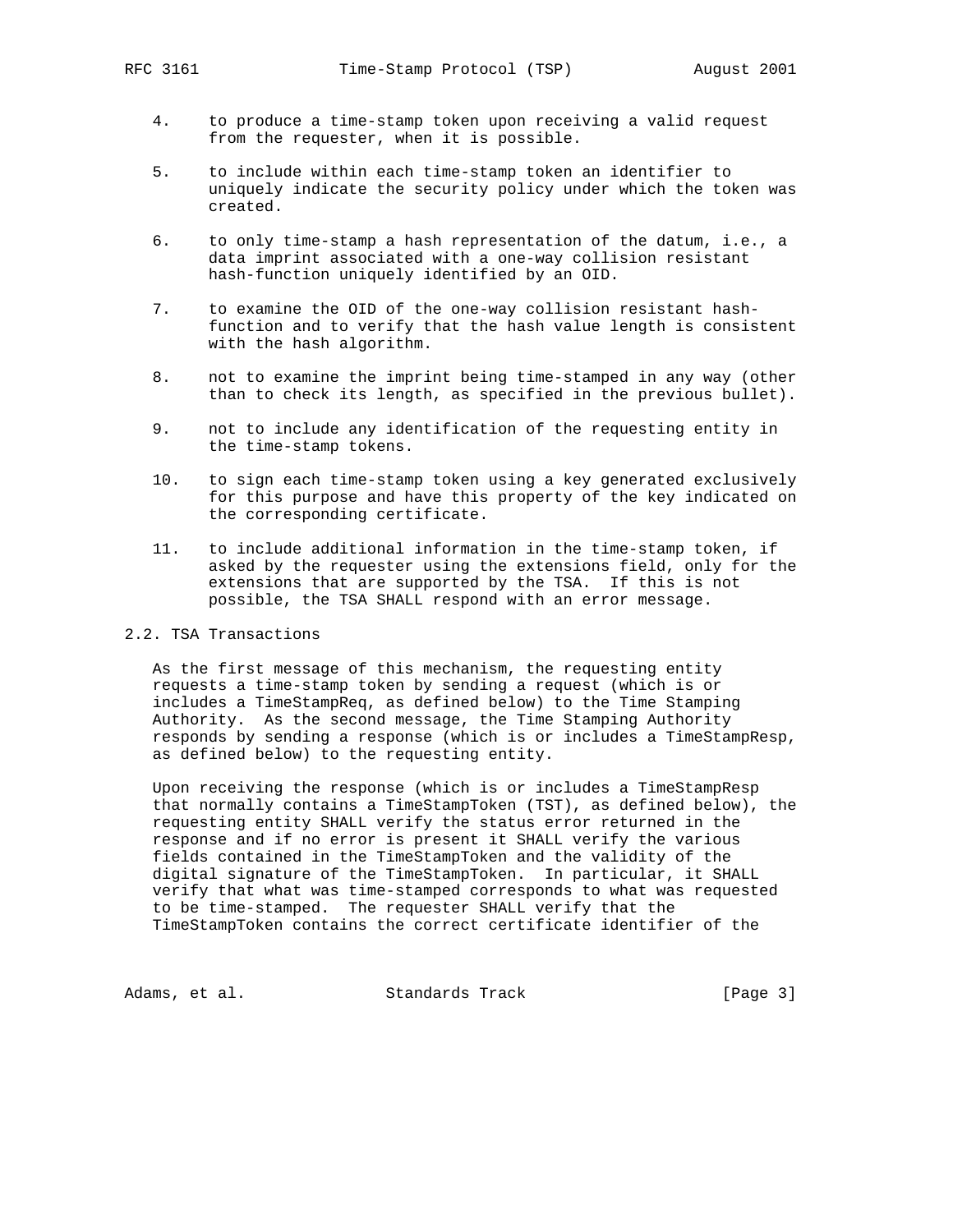4. to produce a time-stamp token upon receiving a valid request from the requester, when it is possible.

5. to include within each time-stamp token an identifier to uniquely indicate the security policy under which the token was created.

6. to only time-stamp a hash representation of the datum, i.e., a data imprint associated with a one-way collision resistant hash-function uniquely identified by an OID.

7. to examine the OID of the one-way collision resistant hash-function and to verify that the hash value length is consistent with the hash algorithm.

8. not to examine the imprint being time-stamped in any way (other than to check its length, as specified in the previous bullet).

9. not to include any identification of the requesting entity in the time-stamp tokens.

10. to sign each time-stamp token using a key generated exclusively for this purpose and have this property of the key indicated on the corresponding certificate.

11. to include additional information in the time-stamp token, if asked by the requester using the extensions field, only for the extensions that are supported by the TSA. If this is not possible, the TSA SHALL respond with an error message.

## 2.2. TSA Transactions

As the first message of this mechanism, the requesting entity requests a time-stamp token by sending a request (which is or includes a TimeStampReq, as defined below) to the Time Stamping Authority. As the second message, the Time Stamping Authority responds by sending a response (which is or includes a TimeStampResp, as defined below) to the requesting entity.

Upon receiving the response (which is or includes a TimeStampResp that normally contains a TimeStampToken (TST), as defined below), the requesting entity SHALL verify the status error returned in the response and if no error is present it SHALL verify the various fields contained in the TimeStampToken and the validity of the digital signature of the TimeStampToken. In particular, it SHALL verify that what was time-stamped corresponds to what was requested to be time-stamped. The requester SHALL verify that the TimeStampToken contains the correct certificate identifier of the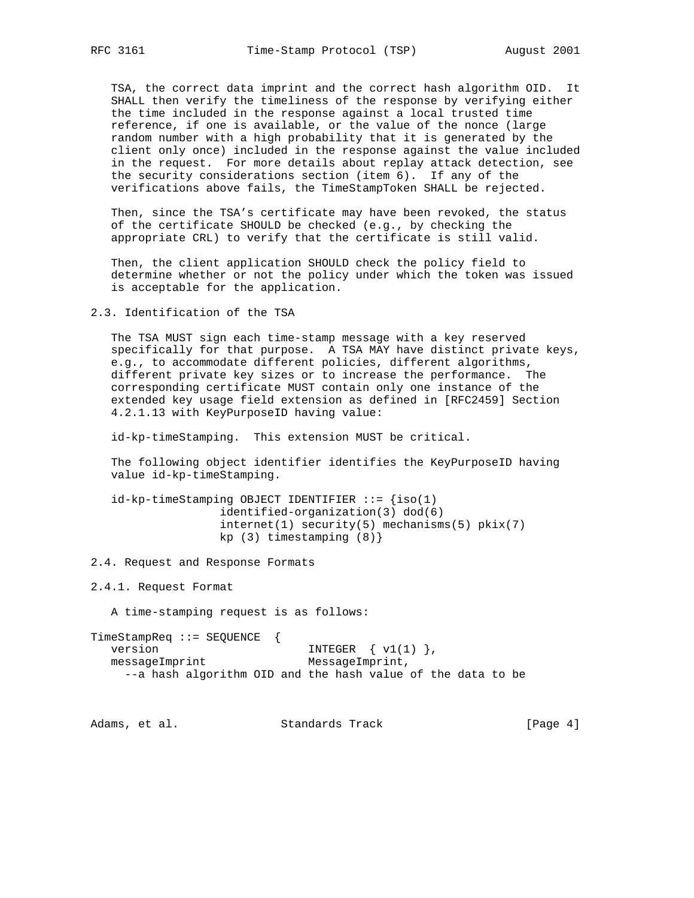TSA, the correct data imprint and the correct hash algorithm OID. It SHALL then verify the timeliness of the response by verifying either the time included in the response against a local trusted time reference, if one is available, or the value of the nonce (large random number with a high probability that it is generated by the client only once) included in the response against the value included in the request. For more details about replay attack detection, see the security considerations section (item 6). If any of the verifications above fails, the TimeStampToken SHALL be rejected.

Then, since the TSA's certificate may have been revoked, the status of the certificate SHOULD be checked (e.g., by checking the appropriate CRL) to verify that the certificate is still valid.

Then, the client application SHOULD check the policy field to determine whether or not the policy under which the token was issued is acceptable for the application.

### 2.3. Identification of the TSA

The TSA MUST sign each time-stamp message with a key reserved specifically for that purpose. A TSA MAY have distinct private keys, e.g., to accommodate different policies, different algorithms, different private key sizes or to increase the performance. The corresponding certificate MUST contain only one instance of the extended key usage field extension as defined in [RFC2459] Section 4.2.1.13 with KeyPurposeID having value:

id-kp-timeStamping. This extension MUST be critical.

The following object identifier identifies the KeyPurposeID having value id-kp-timeStamping.

```
id-kp-timeStamping OBJECT IDENTIFIER ::= {iso(1)
                identified-organization(3) dod(6)
                internet(1) security(5) mechanisms(5) pkix(7)
                kp (3) timestamping (8)}
```

### 2.4. Request and Response Formats

#### 2.4.1. Request Format

A time-stamping request is as follows:

```
TimeStampReq ::= SEQUENCE  {
   version                      INTEGER  { v1(1) },
   messageImprint               MessageImprint,
     --a hash algorithm OID and the hash value of the data to be
```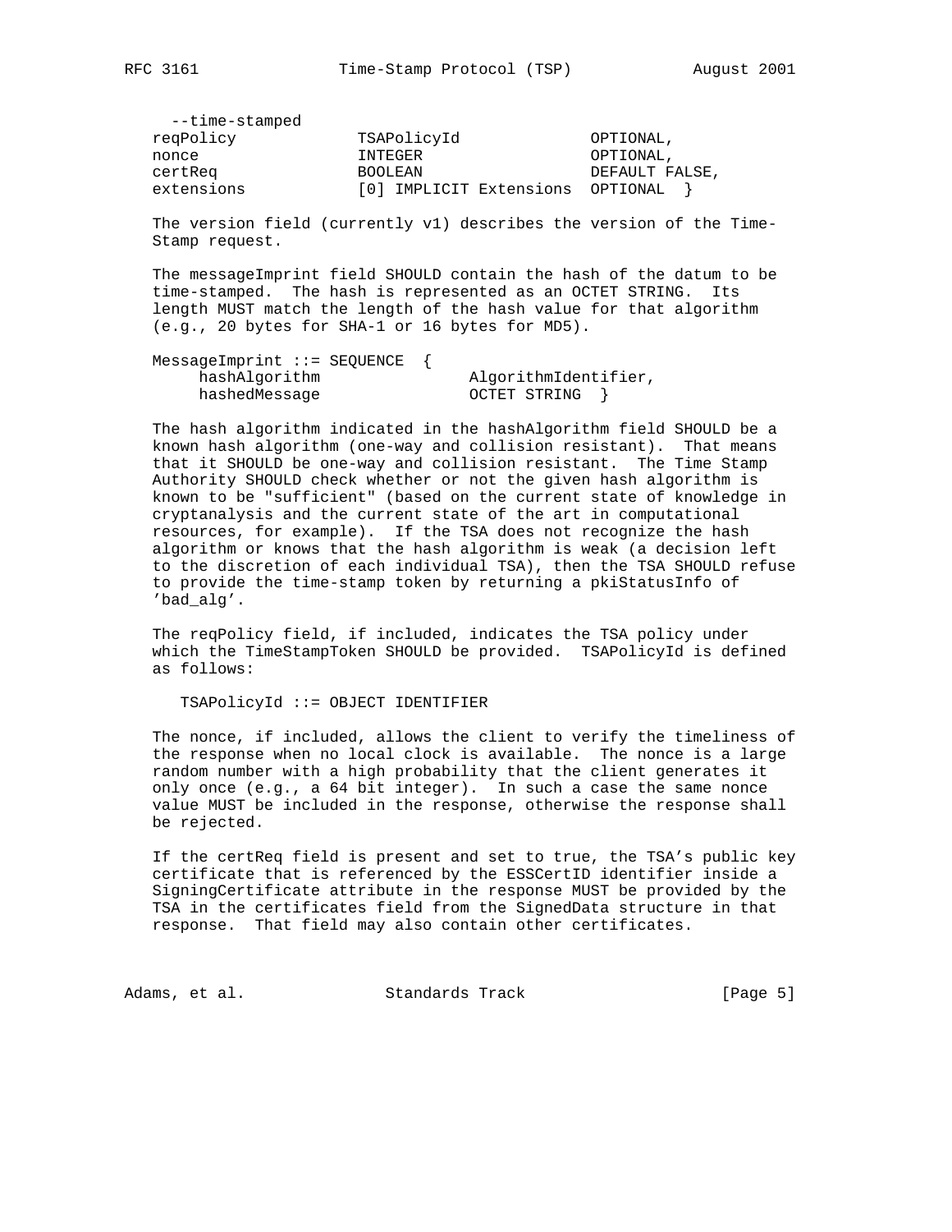```
  --time-stamped
reqPolicy             TSAPolicyId              OPTIONAL,
nonce                 INTEGER                  OPTIONAL,
certReq               BOOLEAN                  DEFAULT FALSE,
extensions            [0] IMPLICIT Extensions  OPTIONAL  }
```

The version field (currently v1) describes the version of the Time-Stamp request.

The messageImprint field SHOULD contain the hash of the datum to be time-stamped. The hash is represented as an OCTET STRING. Its length MUST match the length of the hash value for that algorithm (e.g., 20 bytes for SHA-1 or 16 bytes for MD5).

```
MessageImprint ::= SEQUENCE  {
     hashAlgorithm                AlgorithmIdentifier,
     hashedMessage                OCTET STRING  }
```

The hash algorithm indicated in the hashAlgorithm field SHOULD be a known hash algorithm (one-way and collision resistant). That means that it SHOULD be one-way and collision resistant. The Time Stamp Authority SHOULD check whether or not the given hash algorithm is known to be "sufficient" (based on the current state of knowledge in cryptanalysis and the current state of the art in computational resources, for example). If the TSA does not recognize the hash algorithm or knows that the hash algorithm is weak (a decision left to the discretion of each individual TSA), then the TSA SHOULD refuse to provide the time-stamp token by returning a pkiStatusInfo of 'bad_alg'.

The reqPolicy field, if included, indicates the TSA policy under which the TimeStampToken SHOULD be provided. TSAPolicyId is defined as follows:

```
TSAPolicyId ::= OBJECT IDENTIFIER
```

The nonce, if included, allows the client to verify the timeliness of the response when no local clock is available. The nonce is a large random number with a high probability that the client generates it only once (e.g., a 64 bit integer). In such a case the same nonce value MUST be included in the response, otherwise the response shall be rejected.

If the certReq field is present and set to true, the TSA's public key certificate that is referenced by the ESSCertID identifier inside a SigningCertificate attribute in the response MUST be provided by the TSA in the certificates field from the SignedData structure in that response. That field may also contain other certificates.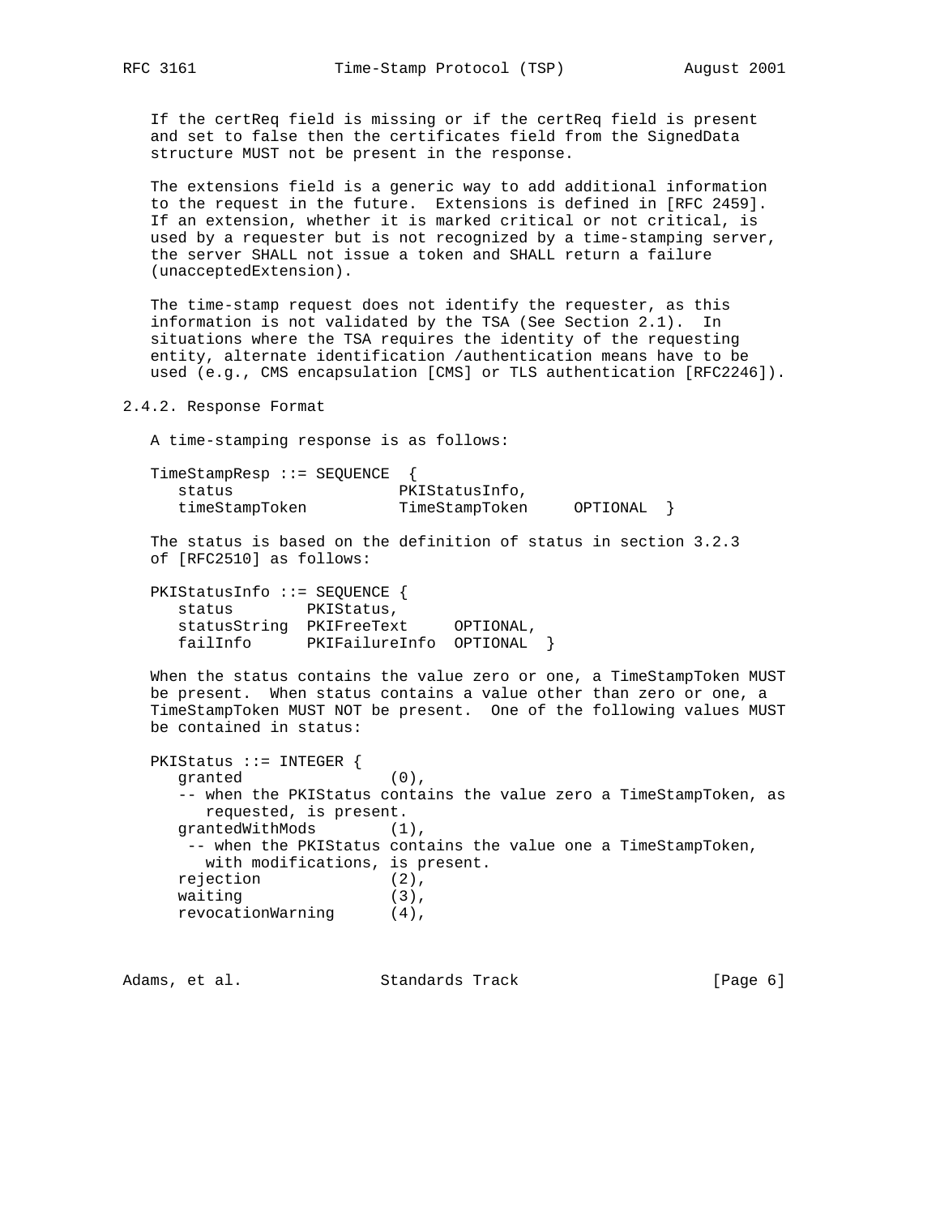If the certReq field is missing or if the certReq field is present and set to false then the certificates field from the SignedData structure MUST not be present in the response.

The extensions field is a generic way to add additional information to the request in the future. Extensions is defined in [RFC 2459]. If an extension, whether it is marked critical or not critical, is used by a requester but is not recognized by a time-stamping server, the server SHALL not issue a token and SHALL return a failure (unacceptedExtension).

The time-stamp request does not identify the requester, as this information is not validated by the TSA (See Section 2.1). In situations where the TSA requires the identity of the requesting entity, alternate identification /authentication means have to be used (e.g., CMS encapsulation [CMS] or TLS authentication [RFC2246]).

### 2.4.2. Response Format

A time-stamping response is as follows:

```
TimeStampResp ::= SEQUENCE  {
   status                  PKIStatusInfo,
   timeStampToken          TimeStampToken     OPTIONAL  }
```

The status is based on the definition of status in section 3.2.3 of [RFC2510] as follows:

```
PKIStatusInfo ::= SEQUENCE {
   status        PKIStatus,
   statusString  PKIFreeText     OPTIONAL,
   failInfo      PKIFailureInfo  OPTIONAL  }
```

When the status contains the value zero or one, a TimeStampToken MUST be present. When status contains a value other than zero or one, a TimeStampToken MUST NOT be present. One of the following values MUST be contained in status:

```
PKIStatus ::= INTEGER {
   granted                (0),
   -- when the PKIStatus contains the value zero a TimeStampToken, as
      requested, is present.
   grantedWithMods        (1),
    -- when the PKIStatus contains the value one a TimeStampToken,
      with modifications, is present.
   rejection              (2),
   waiting                (3),
   revocationWarning      (4),
```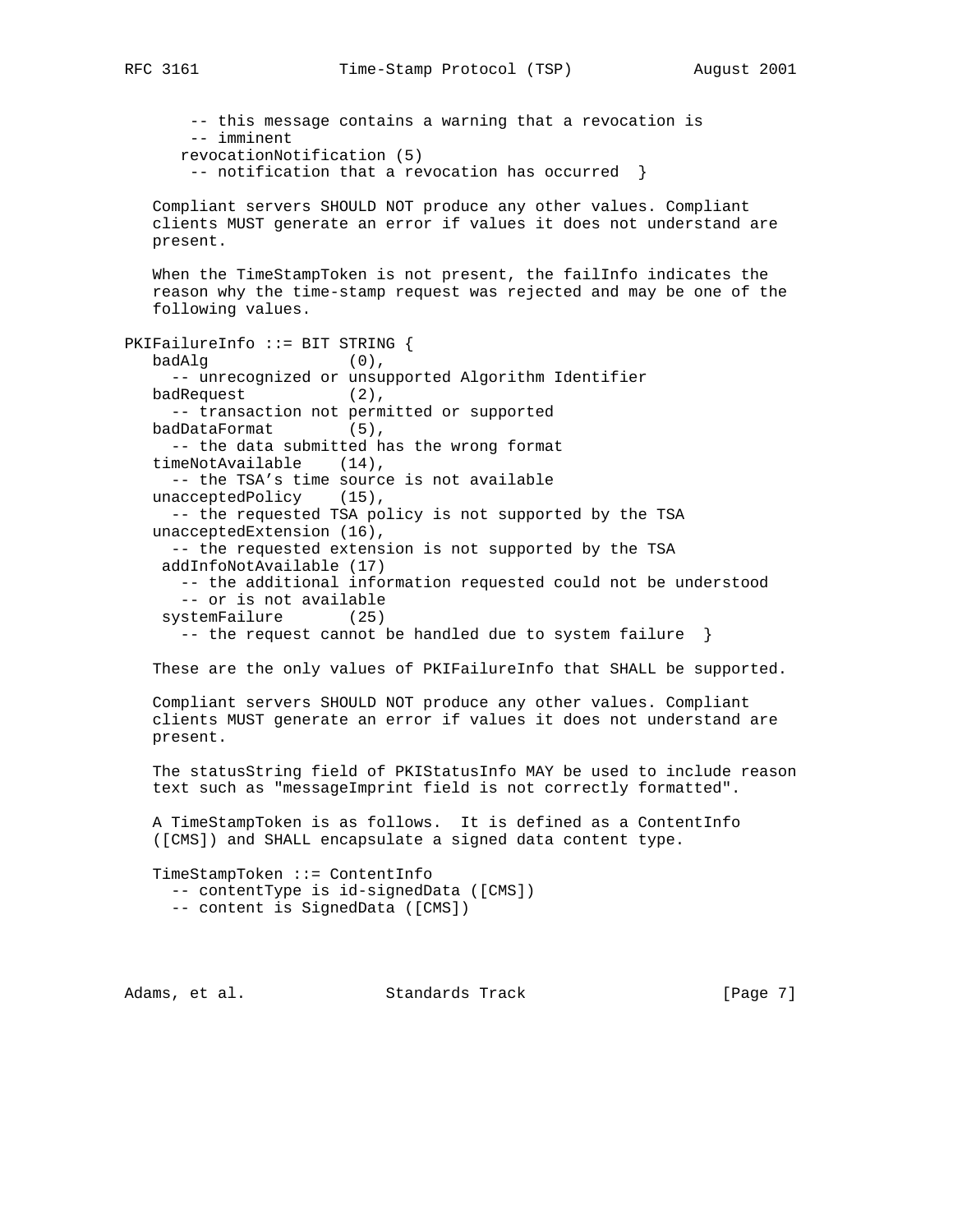```
       -- this message contains a warning that a revocation is
       -- imminent
      revocationNotification (5)
       -- notification that a revocation has occurred  }
```

Compliant servers SHOULD NOT produce any other values. Compliant clients MUST generate an error if values it does not understand are present.

When the TimeStampToken is not present, the failInfo indicates the reason why the time-stamp request was rejected and may be one of the following values.

```
PKIFailureInfo ::= BIT STRING {
   badAlg               (0),
     -- unrecognized or unsupported Algorithm Identifier
   badRequest           (2),
     -- transaction not permitted or supported
   badDataFormat        (5),
     -- the data submitted has the wrong format
   timeNotAvailable    (14),
     -- the TSA's time source is not available
   unacceptedPolicy    (15),
     -- the requested TSA policy is not supported by the TSA
   unacceptedExtension (16),
     -- the requested extension is not supported by the TSA
    addInfoNotAvailable (17)
      -- the additional information requested could not be understood
      -- or is not available
    systemFailure       (25)
      -- the request cannot be handled due to system failure  }
```

These are the only values of PKIFailureInfo that SHALL be supported.

Compliant servers SHOULD NOT produce any other values. Compliant clients MUST generate an error if values it does not understand are present.

The statusString field of PKIStatusInfo MAY be used to include reason text such as "messageImprint field is not correctly formatted".

A TimeStampToken is as follows. It is defined as a ContentInfo ([CMS]) and SHALL encapsulate a signed data content type.

```
TimeStampToken ::= ContentInfo
  -- contentType is id-signedData ([CMS])
  -- content is SignedData ([CMS])
```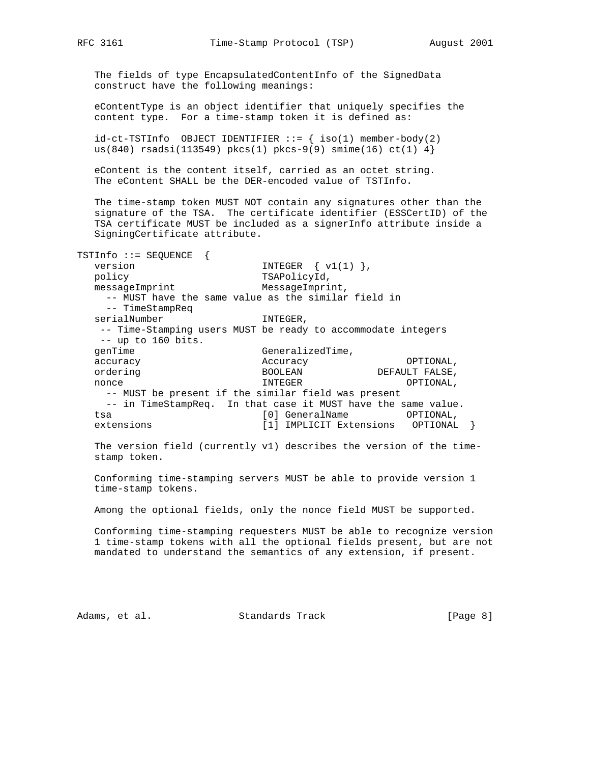The fields of type EncapsulatedContentInfo of the SignedData construct have the following meanings:

eContentType is an object identifier that uniquely specifies the content type. For a time-stamp token it is defined as:

```
id-ct-TSTInfo  OBJECT IDENTIFIER ::= { iso(1) member-body(2)
us(840) rsadsi(113549) pkcs(1) pkcs-9(9) smime(16) ct(1) 4}
```

eContent is the content itself, carried as an octet string. The eContent SHALL be the DER-encoded value of TSTInfo.

The time-stamp token MUST NOT contain any signatures other than the signature of the TSA. The certificate identifier (ESSCertID) of the TSA certificate MUST be included as a signerInfo attribute inside a SigningCertificate attribute.

```
TSTInfo ::= SEQUENCE  {
   version                      INTEGER  { v1(1) },
   policy                       TSAPolicyId,
   messageImprint               MessageImprint,
     -- MUST have the same value as the similar field in
     -- TimeStampReq
   serialNumber                 INTEGER,
    -- Time-Stamping users MUST be ready to accommodate integers
    -- up to 160 bits.
   genTime                      GeneralizedTime,
   accuracy                     Accuracy                 OPTIONAL,
   ordering                     BOOLEAN             DEFAULT FALSE,
   nonce                        INTEGER                  OPTIONAL,
     -- MUST be present if the similar field was present
     -- in TimeStampReq.  In that case it MUST have the same value.
   tsa                          [0] GeneralName          OPTIONAL,
   extensions                   [1] IMPLICIT Extensions   OPTIONAL  }
```

The version field (currently v1) describes the version of the time-stamp token.

Conforming time-stamping servers MUST be able to provide version 1 time-stamp tokens.

Among the optional fields, only the nonce field MUST be supported.

Conforming time-stamping requesters MUST be able to recognize version 1 time-stamp tokens with all the optional fields present, but are not mandated to understand the semantics of any extension, if present.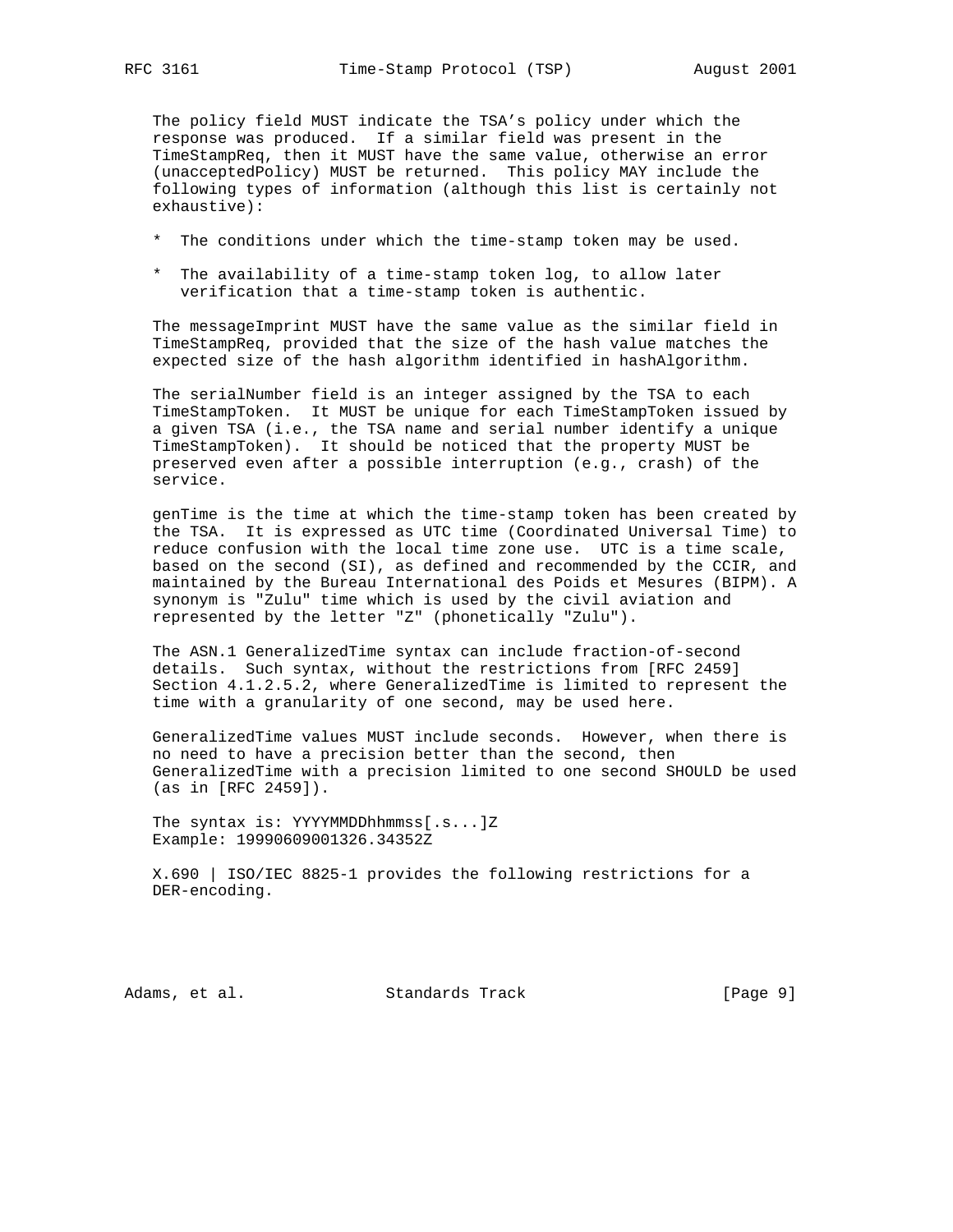The policy field MUST indicate the TSA's policy under which the response was produced. If a similar field was present in the TimeStampReq, then it MUST have the same value, otherwise an error (unacceptedPolicy) MUST be returned. This policy MAY include the following types of information (although this list is certainly not exhaustive):

* The conditions under which the time-stamp token may be used.

* The availability of a time-stamp token log, to allow later verification that a time-stamp token is authentic.

The messageImprint MUST have the same value as the similar field in TimeStampReq, provided that the size of the hash value matches the expected size of the hash algorithm identified in hashAlgorithm.

The serialNumber field is an integer assigned by the TSA to each TimeStampToken. It MUST be unique for each TimeStampToken issued by a given TSA (i.e., the TSA name and serial number identify a unique TimeStampToken). It should be noticed that the property MUST be preserved even after a possible interruption (e.g., crash) of the service.

genTime is the time at which the time-stamp token has been created by the TSA. It is expressed as UTC time (Coordinated Universal Time) to reduce confusion with the local time zone use. UTC is a time scale, based on the second (SI), as defined and recommended by the CCIR, and maintained by the Bureau International des Poids et Mesures (BIPM). A synonym is "Zulu" time which is used by the civil aviation and represented by the letter "Z" (phonetically "Zulu").

The ASN.1 GeneralizedTime syntax can include fraction-of-second details. Such syntax, without the restrictions from [RFC 2459] Section 4.1.2.5.2, where GeneralizedTime is limited to represent the time with a granularity of one second, may be used here.

GeneralizedTime values MUST include seconds. However, when there is no need to have a precision better than the second, then GeneralizedTime with a precision limited to one second SHOULD be used (as in [RFC 2459]).

The syntax is: YYYYMMDDhhmmss[.s...]Z
Example: 19990609001326.34352Z

X.690 | ISO/IEC 8825-1 provides the following restrictions for a DER-encoding.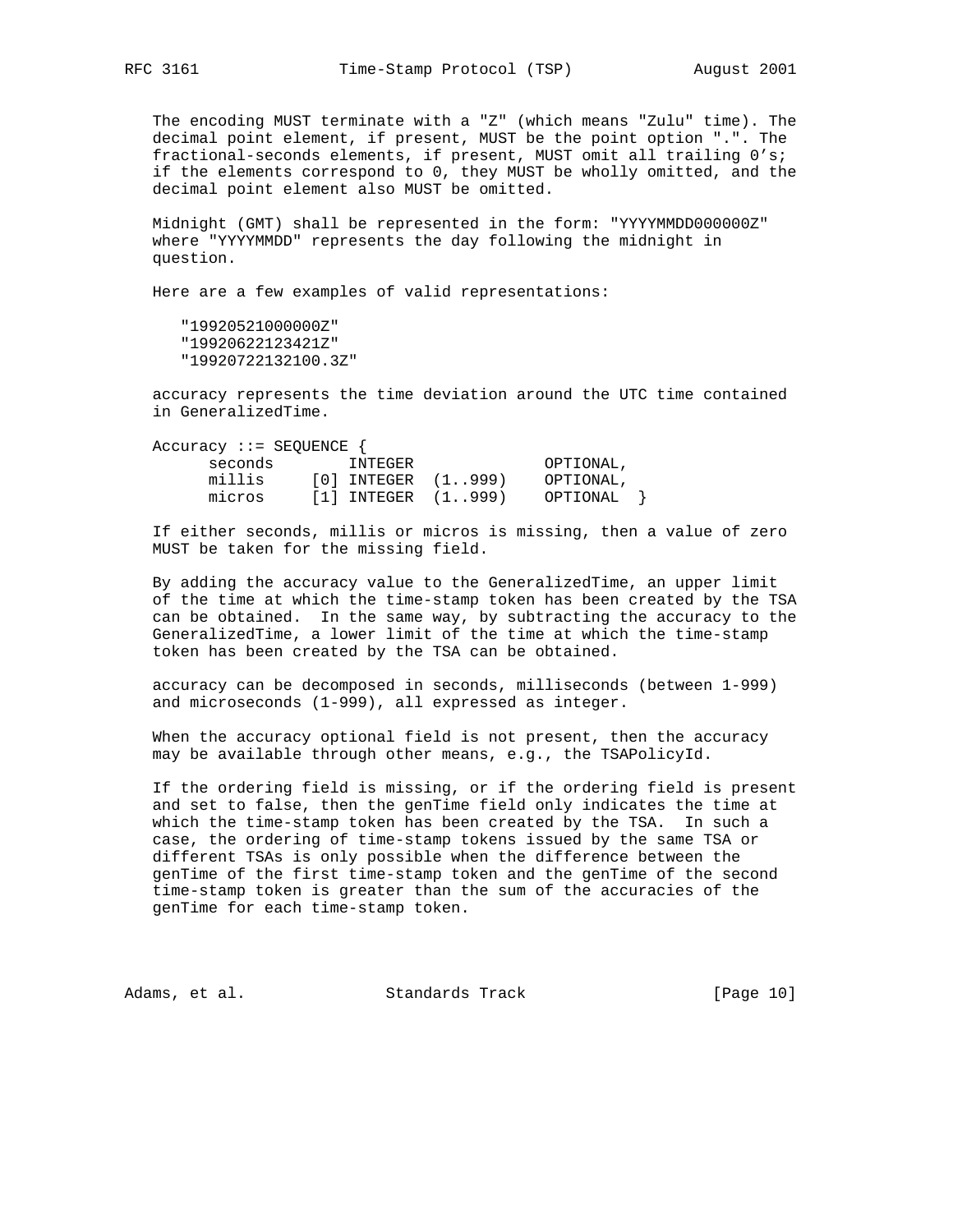The encoding MUST terminate with a "Z" (which means "Zulu" time). The decimal point element, if present, MUST be the point option ".". The fractional-seconds elements, if present, MUST omit all trailing 0's; if the elements correspond to 0, they MUST be wholly omitted, and the decimal point element also MUST be omitted.

Midnight (GMT) shall be represented in the form: "YYYYMMDD000000Z" where "YYYYMMDD" represents the day following the midnight in question.

Here are a few examples of valid representations:

```
"19920521000000Z"
"19920622123421Z"
"19920722132100.3Z"
```

accuracy represents the time deviation around the UTC time contained in GeneralizedTime.

```
Accuracy ::= SEQUENCE {
      seconds        INTEGER              OPTIONAL,
      millis     [0] INTEGER  (1..999)    OPTIONAL,
      micros     [1] INTEGER  (1..999)    OPTIONAL  }
```

If either seconds, millis or micros is missing, then a value of zero MUST be taken for the missing field.

By adding the accuracy value to the GeneralizedTime, an upper limit of the time at which the time-stamp token has been created by the TSA can be obtained. In the same way, by subtracting the accuracy to the GeneralizedTime, a lower limit of the time at which the time-stamp token has been created by the TSA can be obtained.

accuracy can be decomposed in seconds, milliseconds (between 1-999) and microseconds (1-999), all expressed as integer.

When the accuracy optional field is not present, then the accuracy may be available through other means, e.g., the TSAPolicyId.

If the ordering field is missing, or if the ordering field is present and set to false, then the genTime field only indicates the time at which the time-stamp token has been created by the TSA. In such a case, the ordering of time-stamp tokens issued by the same TSA or different TSAs is only possible when the difference between the genTime of the first time-stamp token and the genTime of the second time-stamp token is greater than the sum of the accuracies of the genTime for each time-stamp token.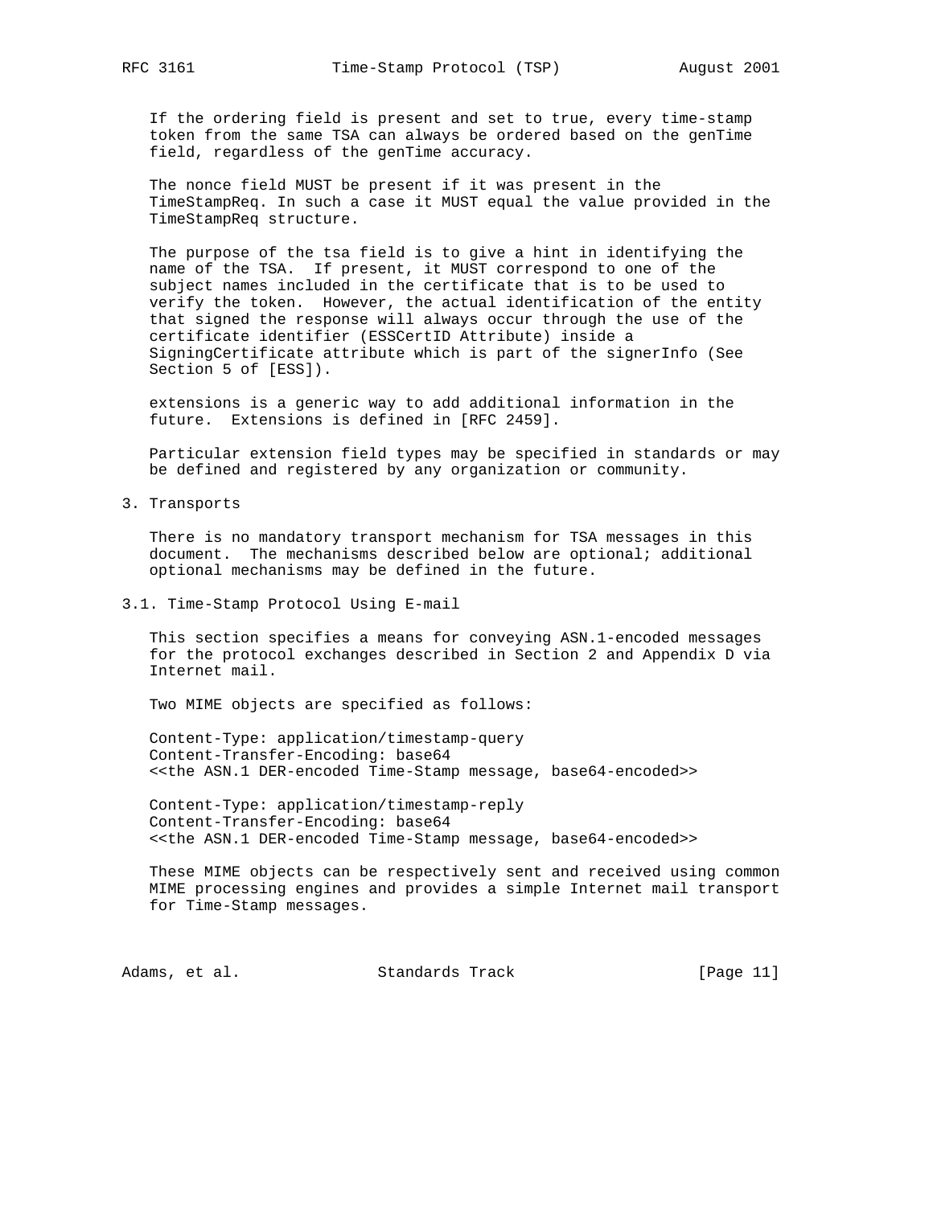If the ordering field is present and set to true, every time-stamp token from the same TSA can always be ordered based on the genTime field, regardless of the genTime accuracy.

The nonce field MUST be present if it was present in the TimeStampReq. In such a case it MUST equal the value provided in the TimeStampReq structure.

The purpose of the tsa field is to give a hint in identifying the name of the TSA. If present, it MUST correspond to one of the subject names included in the certificate that is to be used to verify the token. However, the actual identification of the entity that signed the response will always occur through the use of the certificate identifier (ESSCertID Attribute) inside a SigningCertificate attribute which is part of the signerInfo (See Section 5 of [ESS]).

extensions is a generic way to add additional information in the future. Extensions is defined in [RFC 2459].

Particular extension field types may be specified in standards or may be defined and registered by any organization or community.

## 3. Transports

There is no mandatory transport mechanism for TSA messages in this document. The mechanisms described below are optional; additional optional mechanisms may be defined in the future.

### 3.1. Time-Stamp Protocol Using E-mail

This section specifies a means for conveying ASN.1-encoded messages for the protocol exchanges described in Section 2 and Appendix D via Internet mail.

Two MIME objects are specified as follows:

```
Content-Type: application/timestamp-query
Content-Transfer-Encoding: base64
<<the ASN.1 DER-encoded Time-Stamp message, base64-encoded>>

Content-Type: application/timestamp-reply
Content-Transfer-Encoding: base64
<<the ASN.1 DER-encoded Time-Stamp message, base64-encoded>>
```

These MIME objects can be respectively sent and received using common MIME processing engines and provides a simple Internet mail transport for Time-Stamp messages.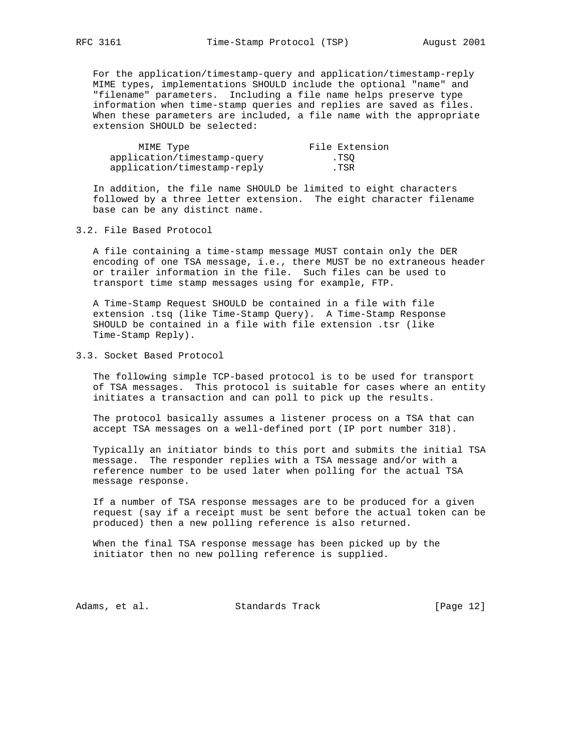For the application/timestamp-query and application/timestamp-reply MIME types, implementations SHOULD include the optional "name" and "filename" parameters. Including a file name helps preserve type information when time-stamp queries and replies are saved as files. When these parameters are included, a file name with the appropriate extension SHOULD be selected:

| MIME Type | File Extension |
|---|---|
| application/timestamp-query | .TSQ |
| application/timestamp-reply | .TSR |

In addition, the file name SHOULD be limited to eight characters followed by a three letter extension. The eight character filename base can be any distinct name.

## 3.2. File Based Protocol

A file containing a time-stamp message MUST contain only the DER encoding of one TSA message, i.e., there MUST be no extraneous header or trailer information in the file. Such files can be used to transport time stamp messages using for example, FTP.

A Time-Stamp Request SHOULD be contained in a file with file extension .tsq (like Time-Stamp Query). A Time-Stamp Response SHOULD be contained in a file with file extension .tsr (like Time-Stamp Reply).

## 3.3. Socket Based Protocol

The following simple TCP-based protocol is to be used for transport of TSA messages. This protocol is suitable for cases where an entity initiates a transaction and can poll to pick up the results.

The protocol basically assumes a listener process on a TSA that can accept TSA messages on a well-defined port (IP port number 318).

Typically an initiator binds to this port and submits the initial TSA message. The responder replies with a TSA message and/or with a reference number to be used later when polling for the actual TSA message response.

If a number of TSA response messages are to be produced for a given request (say if a receipt must be sent before the actual token can be produced) then a new polling reference is also returned.

When the final TSA response message has been picked up by the initiator then no new polling reference is supplied.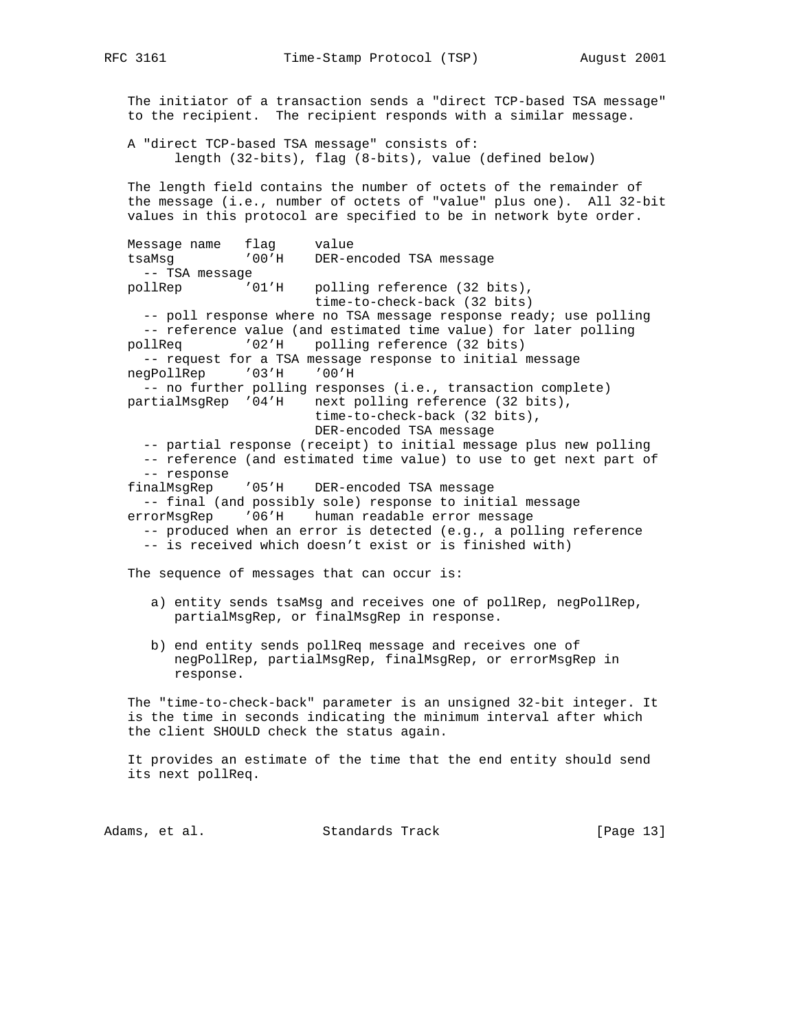The initiator of a transaction sends a "direct TCP-based TSA message" to the recipient. The recipient responds with a similar message.

A "direct TCP-based TSA message" consists of:

```
      length (32-bits), flag (8-bits), value (defined below)
```

The length field contains the number of octets of the remainder of the message (i.e., number of octets of "value" plus one). All 32-bit values in this protocol are specified to be in network byte order.

```
Message name   flag     value
tsaMsg         '00'H    DER-encoded TSA message
  -- TSA message
pollRep        '01'H    polling reference (32 bits),
                        time-to-check-back (32 bits)
  -- poll response where no TSA message response ready; use polling
  -- reference value (and estimated time value) for later polling
pollReq        '02'H    polling reference (32 bits)
  -- request for a TSA message response to initial message
negPollRep     '03'H    '00'H
  -- no further polling responses (i.e., transaction complete)
partialMsgRep  '04'H    next polling reference (32 bits),
                        time-to-check-back (32 bits),
                        DER-encoded TSA message
  -- partial response (receipt) to initial message plus new polling
  -- reference (and estimated time value) to use to get next part of
  -- response
finalMsgRep    '05'H    DER-encoded TSA message
  -- final (and possibly sole) response to initial message
errorMsgRep    '06'H    human readable error message
  -- produced when an error is detected (e.g., a polling reference
  -- is received which doesn't exist or is finished with)
```

The sequence of messages that can occur is:

a) entity sends tsaMsg and receives one of pollRep, negPollRep, partialMsgRep, or finalMsgRep in response.

b) end entity sends pollReq message and receives one of negPollRep, partialMsgRep, finalMsgRep, or errorMsgRep in response.

The "time-to-check-back" parameter is an unsigned 32-bit integer. It is the time in seconds indicating the minimum interval after which the client SHOULD check the status again.

It provides an estimate of the time that the end entity should send its next pollReq.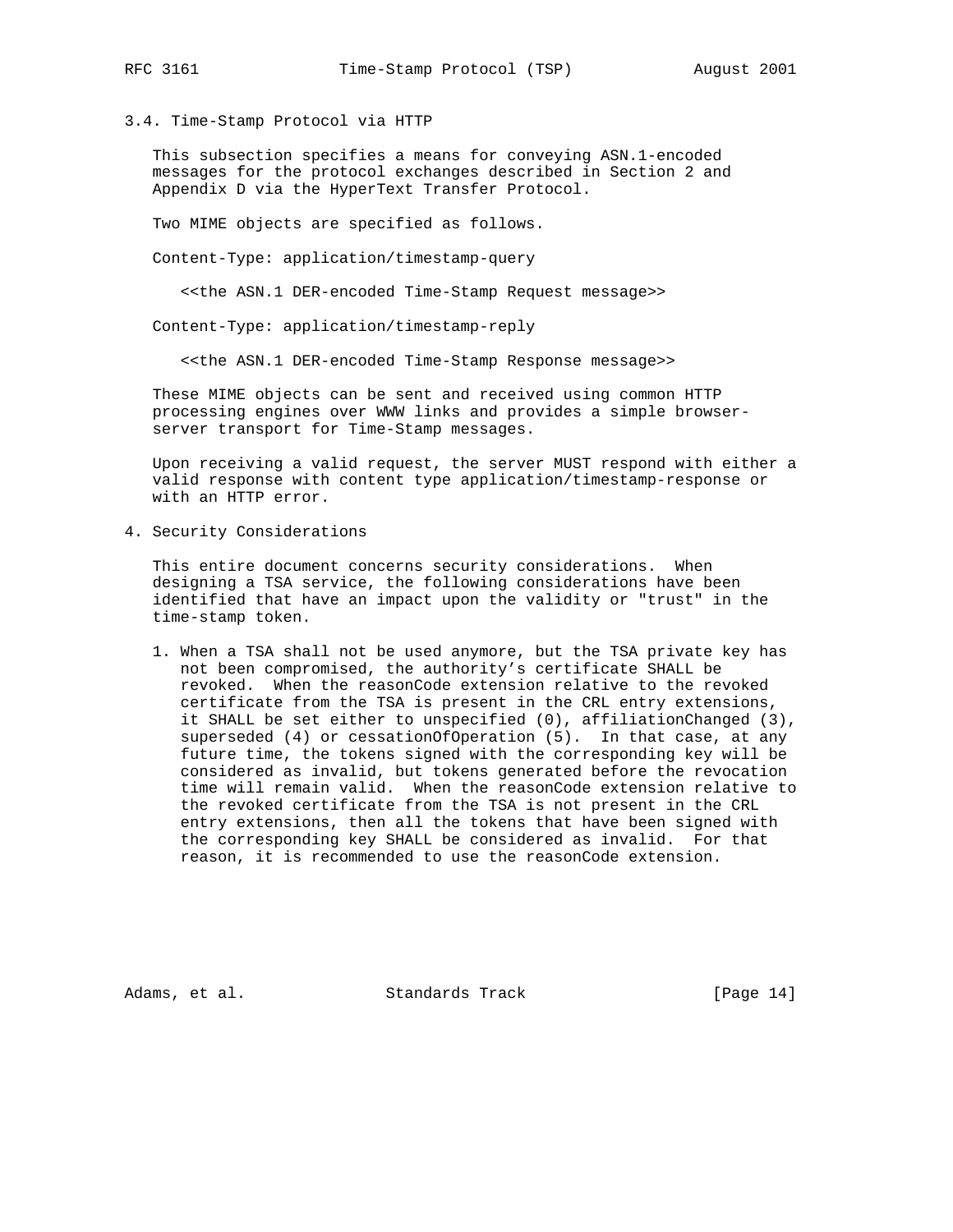## 3.4. Time-Stamp Protocol via HTTP

This subsection specifies a means for conveying ASN.1-encoded messages for the protocol exchanges described in Section 2 and Appendix D via the HyperText Transfer Protocol.

Two MIME objects are specified as follows.

```
Content-Type: application/timestamp-query

   <<the ASN.1 DER-encoded Time-Stamp Request message>>

Content-Type: application/timestamp-reply

   <<the ASN.1 DER-encoded Time-Stamp Response message>>
```

These MIME objects can be sent and received using common HTTP processing engines over WWW links and provides a simple browser-server transport for Time-Stamp messages.

Upon receiving a valid request, the server MUST respond with either a valid response with content type application/timestamp-response or with an HTTP error.

# 4. Security Considerations

This entire document concerns security considerations. When designing a TSA service, the following considerations have been identified that have an impact upon the validity or "trust" in the time-stamp token.

1. When a TSA shall not be used anymore, but the TSA private key has not been compromised, the authority's certificate SHALL be revoked. When the reasonCode extension relative to the revoked certificate from the TSA is present in the CRL entry extensions, it SHALL be set either to unspecified (0), affiliationChanged (3), superseded (4) or cessationOfOperation (5). In that case, at any future time, the tokens signed with the corresponding key will be considered as invalid, but tokens generated before the revocation time will remain valid. When the reasonCode extension relative to the revoked certificate from the TSA is not present in the CRL entry extensions, then all the tokens that have been signed with the corresponding key SHALL be considered as invalid. For that reason, it is recommended to use the reasonCode extension.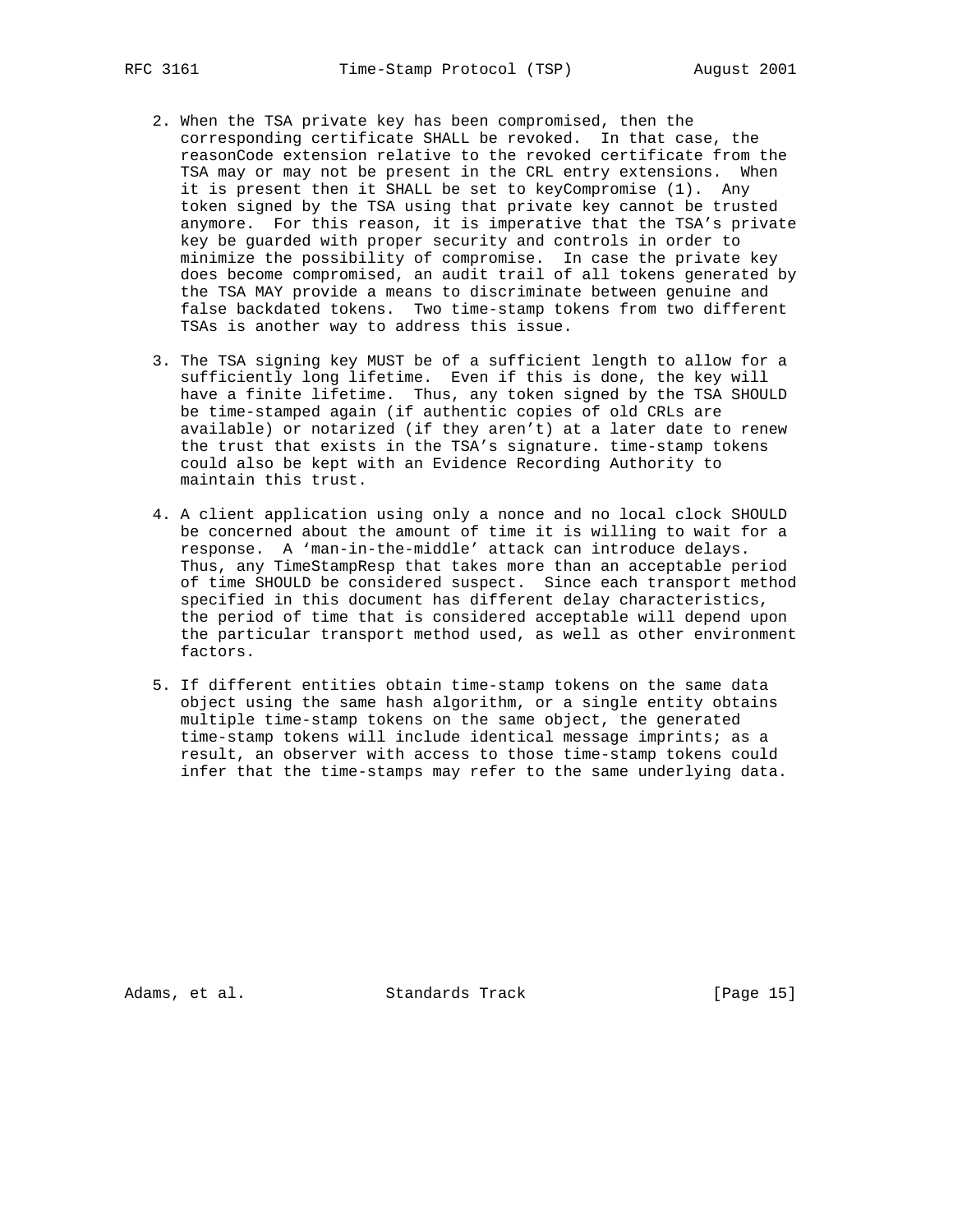2. When the TSA private key has been compromised, then the corresponding certificate SHALL be revoked. In that case, the reasonCode extension relative to the revoked certificate from the TSA may or may not be present in the CRL entry extensions. When it is present then it SHALL be set to keyCompromise (1). Any token signed by the TSA using that private key cannot be trusted anymore. For this reason, it is imperative that the TSA's private key be guarded with proper security and controls in order to minimize the possibility of compromise. In case the private key does become compromised, an audit trail of all tokens generated by the TSA MAY provide a means to discriminate between genuine and false backdated tokens. Two time-stamp tokens from two different TSAs is another way to address this issue.

3. The TSA signing key MUST be of a sufficient length to allow for a sufficiently long lifetime. Even if this is done, the key will have a finite lifetime. Thus, any token signed by the TSA SHOULD be time-stamped again (if authentic copies of old CRLs are available) or notarized (if they aren't) at a later date to renew the trust that exists in the TSA's signature. time-stamp tokens could also be kept with an Evidence Recording Authority to maintain this trust.

4. A client application using only a nonce and no local clock SHOULD be concerned about the amount of time it is willing to wait for a response. A 'man-in-the-middle' attack can introduce delays. Thus, any TimeStampResp that takes more than an acceptable period of time SHOULD be considered suspect. Since each transport method specified in this document has different delay characteristics, the period of time that is considered acceptable will depend upon the particular transport method used, as well as other environment factors.

5. If different entities obtain time-stamp tokens on the same data object using the same hash algorithm, or a single entity obtains multiple time-stamp tokens on the same object, the generated time-stamp tokens will include identical message imprints; as a result, an observer with access to those time-stamp tokens could infer that the time-stamps may refer to the same underlying data.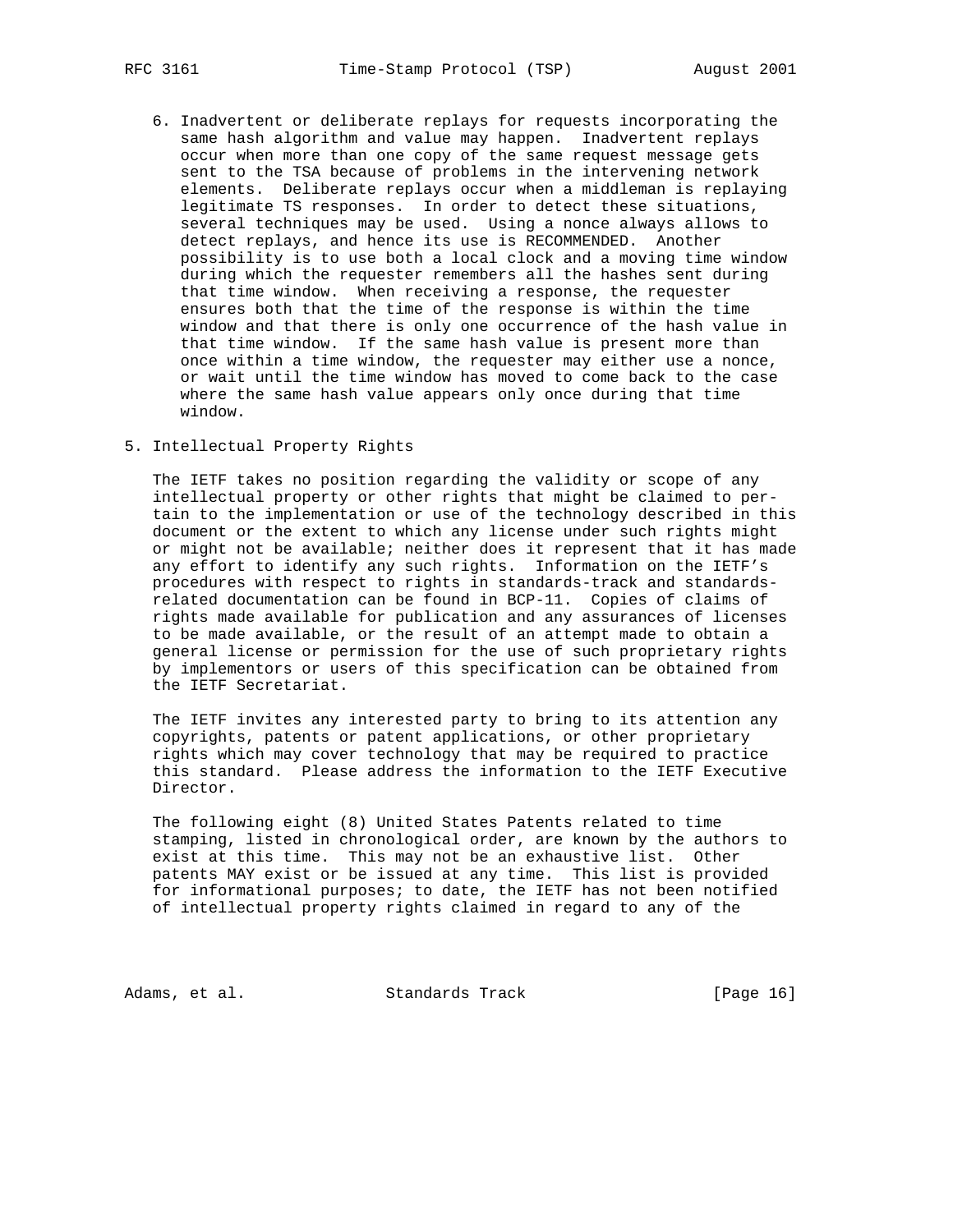6. Inadvertent or deliberate replays for requests incorporating the same hash algorithm and value may happen. Inadvertent replays occur when more than one copy of the same request message gets sent to the TSA because of problems in the intervening network elements. Deliberate replays occur when a middleman is replaying legitimate TS responses. In order to detect these situations, several techniques may be used. Using a nonce always allows to detect replays, and hence its use is RECOMMENDED. Another possibility is to use both a local clock and a moving time window during which the requester remembers all the hashes sent during that time window. When receiving a response, the requester ensures both that the time of the response is within the time window and that there is only one occurrence of the hash value in that time window. If the same hash value is present more than once within a time window, the requester may either use a nonce, or wait until the time window has moved to come back to the case where the same hash value appears only once during that time window.

## 5. Intellectual Property Rights

The IETF takes no position regarding the validity or scope of any intellectual property or other rights that might be claimed to pertain to the implementation or use of the technology described in this document or the extent to which any license under such rights might or might not be available; neither does it represent that it has made any effort to identify any such rights. Information on the IETF's procedures with respect to rights in standards-track and standards-related documentation can be found in BCP-11. Copies of claims of rights made available for publication and any assurances of licenses to be made available, or the result of an attempt made to obtain a general license or permission for the use of such proprietary rights by implementors or users of this specification can be obtained from the IETF Secretariat.

The IETF invites any interested party to bring to its attention any copyrights, patents or patent applications, or other proprietary rights which may cover technology that may be required to practice this standard. Please address the information to the IETF Executive Director.

The following eight (8) United States Patents related to time stamping, listed in chronological order, are known by the authors to exist at this time. This may not be an exhaustive list. Other patents MAY exist or be issued at any time. This list is provided for informational purposes; to date, the IETF has not been notified of intellectual property rights claimed in regard to any of the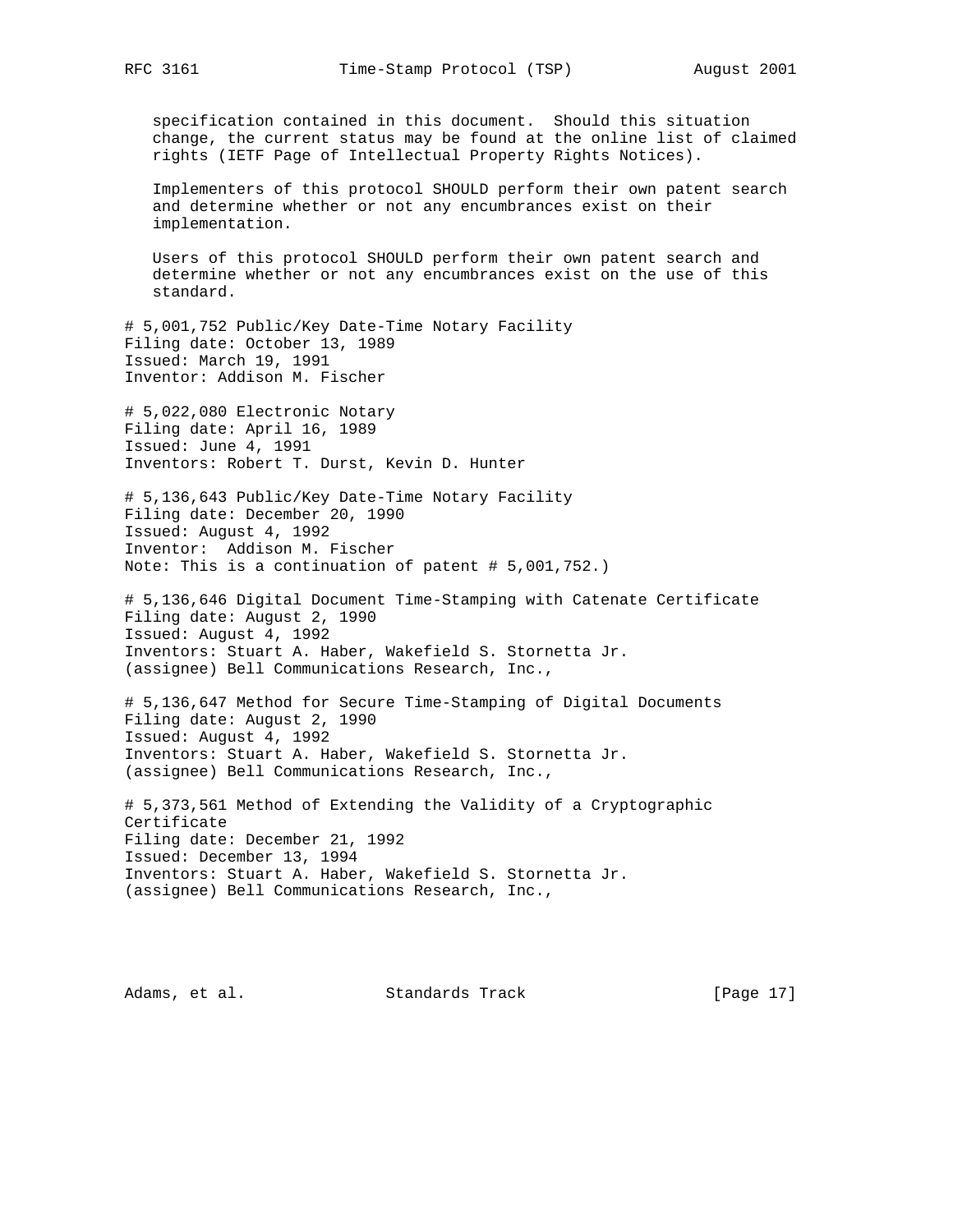specification contained in this document. Should this situation change, the current status may be found at the online list of claimed rights (IETF Page of Intellectual Property Rights Notices).

Implementers of this protocol SHOULD perform their own patent search and determine whether or not any encumbrances exist on their implementation.

Users of this protocol SHOULD perform their own patent search and determine whether or not any encumbrances exist on the use of this standard.

# 5,001,752 Public/Key Date-Time Notary Facility
Filing date: October 13, 1989
Issued: March 19, 1991
Inventor: Addison M. Fischer

# 5,022,080 Electronic Notary
Filing date: April 16, 1989
Issued: June 4, 1991
Inventors: Robert T. Durst, Kevin D. Hunter

# 5,136,643 Public/Key Date-Time Notary Facility
Filing date: December 20, 1990
Issued: August 4, 1992
Inventor: Addison M. Fischer
Note: This is a continuation of patent # 5,001,752.)

# 5,136,646 Digital Document Time-Stamping with Catenate Certificate
Filing date: August 2, 1990
Issued: August 4, 1992
Inventors: Stuart A. Haber, Wakefield S. Stornetta Jr.
(assignee) Bell Communications Research, Inc.,

# 5,136,647 Method for Secure Time-Stamping of Digital Documents
Filing date: August 2, 1990
Issued: August 4, 1992
Inventors: Stuart A. Haber, Wakefield S. Stornetta Jr.
(assignee) Bell Communications Research, Inc.,

# 5,373,561 Method of Extending the Validity of a Cryptographic Certificate
Filing date: December 21, 1992
Issued: December 13, 1994
Inventors: Stuart A. Haber, Wakefield S. Stornetta Jr.
(assignee) Bell Communications Research, Inc.,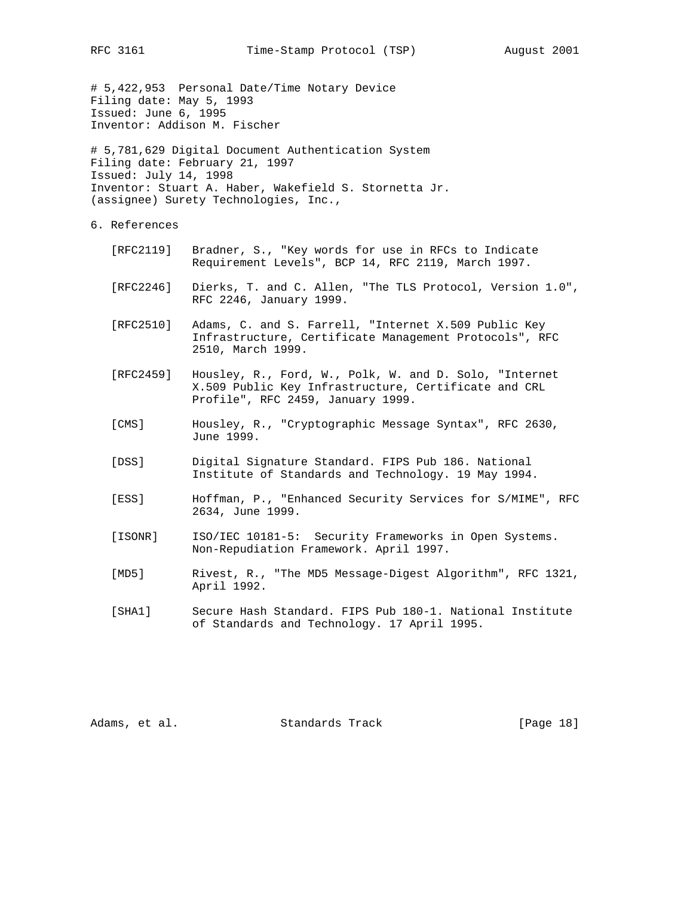# 5,422,953 Personal Date/Time Notary Device
Filing date: May 5, 1993
Issued: June 6, 1995
Inventor: Addison M. Fischer

# 5,781,629 Digital Document Authentication System
Filing date: February 21, 1997
Issued: July 14, 1998
Inventor: Stuart A. Haber, Wakefield S. Stornetta Jr.
(assignee) Surety Technologies, Inc.,

## 6. References

[RFC2119] Bradner, S., "Key words for use in RFCs to Indicate Requirement Levels", BCP 14, RFC 2119, March 1997.

[RFC2246] Dierks, T. and C. Allen, "The TLS Protocol, Version 1.0", RFC 2246, January 1999.

[RFC2510] Adams, C. and S. Farrell, "Internet X.509 Public Key Infrastructure, Certificate Management Protocols", RFC 2510, March 1999.

[RFC2459] Housley, R., Ford, W., Polk, W. and D. Solo, "Internet X.509 Public Key Infrastructure, Certificate and CRL Profile", RFC 2459, January 1999.

[CMS] Housley, R., "Cryptographic Message Syntax", RFC 2630, June 1999.

[DSS] Digital Signature Standard. FIPS Pub 186. National Institute of Standards and Technology. 19 May 1994.

[ESS] Hoffman, P., "Enhanced Security Services for S/MIME", RFC 2634, June 1999.

[ISONR] ISO/IEC 10181-5: Security Frameworks in Open Systems. Non-Repudiation Framework. April 1997.

[MD5] Rivest, R., "The MD5 Message-Digest Algorithm", RFC 1321, April 1992.

[SHA1] Secure Hash Standard. FIPS Pub 180-1. National Institute of Standards and Technology. 17 April 1995.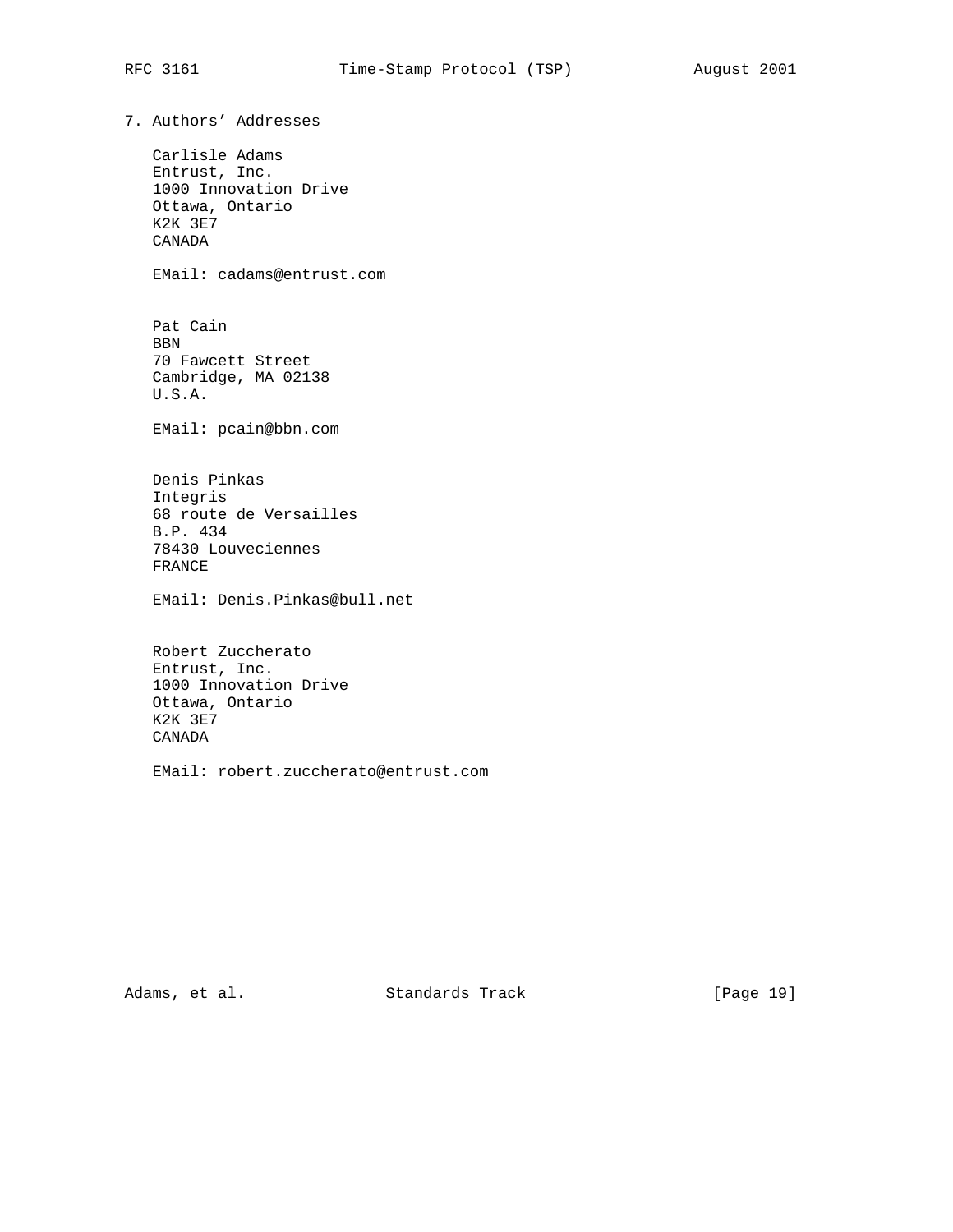## 7. Authors' Addresses

Carlisle Adams
Entrust, Inc.
1000 Innovation Drive
Ottawa, Ontario
K2K 3E7
CANADA

EMail: cadams@entrust.com

Pat Cain
BBN
70 Fawcett Street
Cambridge, MA 02138
U.S.A.

EMail: pcain@bbn.com

Denis Pinkas
Integris
68 route de Versailles
B.P. 434
78430 Louveciennes
FRANCE

EMail: Denis.Pinkas@bull.net

Robert Zuccherato
Entrust, Inc.
1000 Innovation Drive
Ottawa, Ontario
K2K 3E7
CANADA

EMail: robert.zuccherato@entrust.com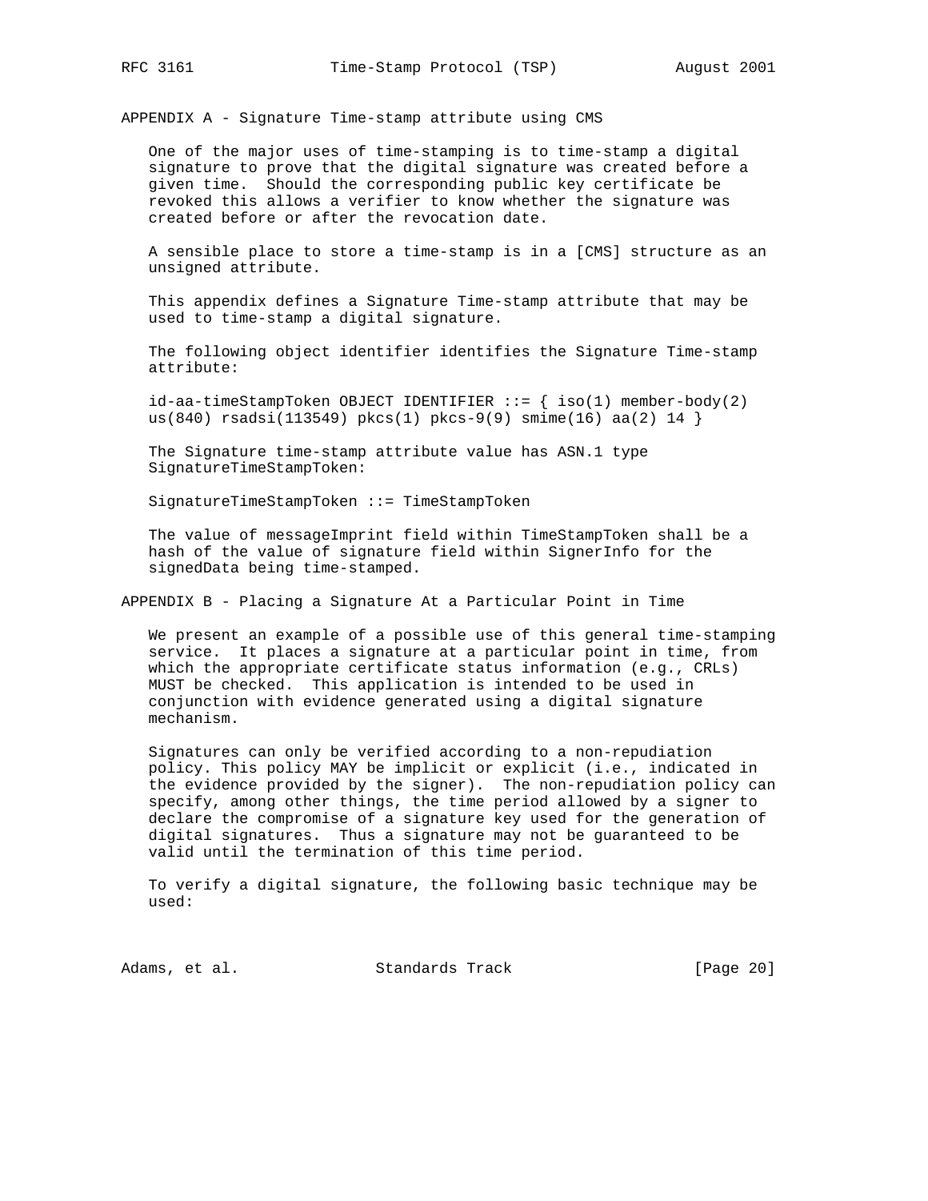## APPENDIX A - Signature Time-stamp attribute using CMS

One of the major uses of time-stamping is to time-stamp a digital signature to prove that the digital signature was created before a given time. Should the corresponding public key certificate be revoked this allows a verifier to know whether the signature was created before or after the revocation date.

A sensible place to store a time-stamp is in a [CMS] structure as an unsigned attribute.

This appendix defines a Signature Time-stamp attribute that may be used to time-stamp a digital signature.

The following object identifier identifies the Signature Time-stamp attribute:

```
id-aa-timeStampToken OBJECT IDENTIFIER ::= { iso(1) member-body(2)
us(840) rsadsi(113549) pkcs(1) pkcs-9(9) smime(16) aa(2) 14 }
```

The Signature time-stamp attribute value has ASN.1 type SignatureTimeStampToken:

```
SignatureTimeStampToken ::= TimeStampToken
```

The value of messageImprint field within TimeStampToken shall be a hash of the value of signature field within SignerInfo for the signedData being time-stamped.

## APPENDIX B - Placing a Signature At a Particular Point in Time

We present an example of a possible use of this general time-stamping service. It places a signature at a particular point in time, from which the appropriate certificate status information (e.g., CRLs) MUST be checked. This application is intended to be used in conjunction with evidence generated using a digital signature mechanism.

Signatures can only be verified according to a non-repudiation policy. This policy MAY be implicit or explicit (i.e., indicated in the evidence provided by the signer). The non-repudiation policy can specify, among other things, the time period allowed by a signer to declare the compromise of a signature key used for the generation of digital signatures. Thus a signature may not be guaranteed to be valid until the termination of this time period.

To verify a digital signature, the following basic technique may be used: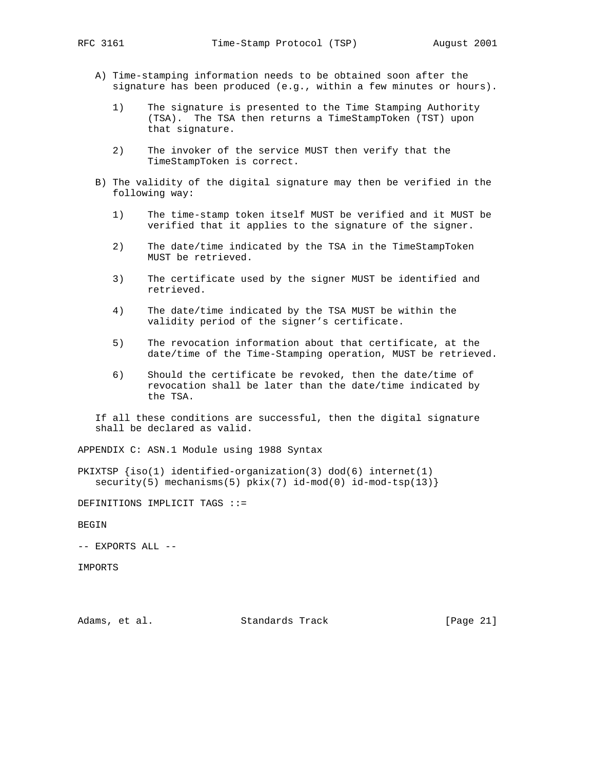A) Time-stamping information needs to be obtained soon after the signature has been produced (e.g., within a few minutes or hours).

1) The signature is presented to the Time Stamping Authority (TSA). The TSA then returns a TimeStampToken (TST) upon that signature.

2) The invoker of the service MUST then verify that the TimeStampToken is correct.

B) The validity of the digital signature may then be verified in the following way:

1) The time-stamp token itself MUST be verified and it MUST be verified that it applies to the signature of the signer.

2) The date/time indicated by the TSA in the TimeStampToken MUST be retrieved.

3) The certificate used by the signer MUST be identified and retrieved.

4) The date/time indicated by the TSA MUST be within the validity period of the signer's certificate.

5) The revocation information about that certificate, at the date/time of the Time-Stamping operation, MUST be retrieved.

6) Should the certificate be revoked, then the date/time of revocation shall be later than the date/time indicated by the TSA.

If all these conditions are successful, then the digital signature shall be declared as valid.

## APPENDIX C: ASN.1 Module using 1988 Syntax

```
PKIXTSP {iso(1) identified-organization(3) dod(6) internet(1)
   security(5) mechanisms(5) pkix(7) id-mod(0) id-mod-tsp(13)}

DEFINITIONS IMPLICIT TAGS ::=

BEGIN

-- EXPORTS ALL --

IMPORTS
```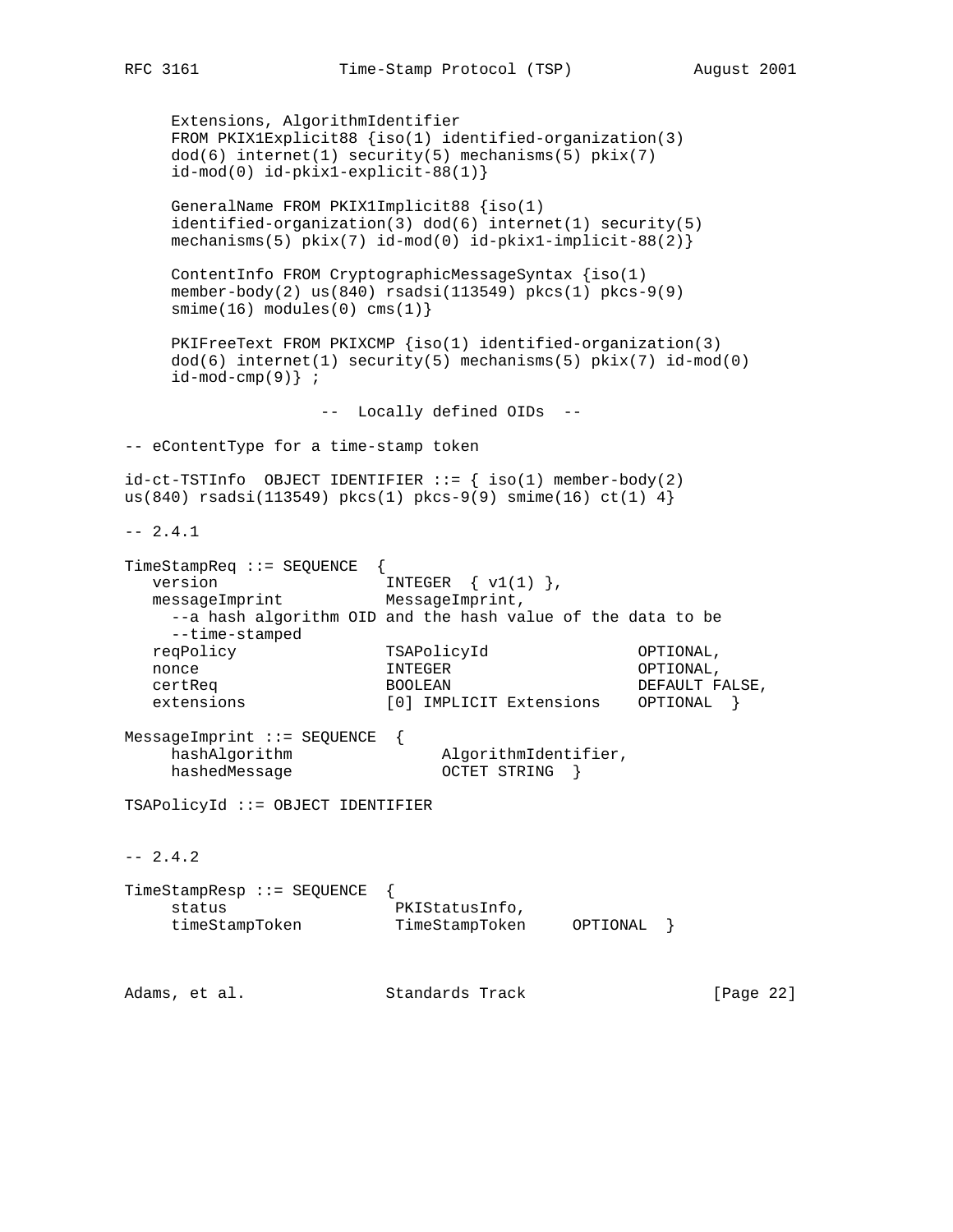```
     Extensions, AlgorithmIdentifier
     FROM PKIX1Explicit88 {iso(1) identified-organization(3)
     dod(6) internet(1) security(5) mechanisms(5) pkix(7)
     id-mod(0) id-pkix1-explicit-88(1)}

     GeneralName FROM PKIX1Implicit88 {iso(1)
     identified-organization(3) dod(6) internet(1) security(5)
     mechanisms(5) pkix(7) id-mod(0) id-pkix1-implicit-88(2)}

     ContentInfo FROM CryptographicMessageSyntax {iso(1)
     member-body(2) us(840) rsadsi(113549) pkcs(1) pkcs-9(9)
     smime(16) modules(0) cms(1)}

     PKIFreeText FROM PKIXCMP {iso(1) identified-organization(3)
     dod(6) internet(1) security(5) mechanisms(5) pkix(7) id-mod(0)
     id-mod-cmp(9)} ;

                    --  Locally defined OIDs  --

-- eContentType for a time-stamp token

id-ct-TSTInfo  OBJECT IDENTIFIER ::= { iso(1) member-body(2)
us(840) rsadsi(113549) pkcs(1) pkcs-9(9) smime(16) ct(1) 4}

-- 2.4.1

TimeStampReq ::= SEQUENCE  {
   version                  INTEGER  { v1(1) },
   messageImprint           MessageImprint,
     --a hash algorithm OID and the hash value of the data to be
     --time-stamped
   reqPolicy                TSAPolicyId                OPTIONAL,
   nonce                    INTEGER                    OPTIONAL,
   certReq                  BOOLEAN                    DEFAULT FALSE,
   extensions               [0] IMPLICIT Extensions    OPTIONAL  }

MessageImprint ::= SEQUENCE  {
     hashAlgorithm                AlgorithmIdentifier,
     hashedMessage                OCTET STRING  }

TSAPolicyId ::= OBJECT IDENTIFIER


-- 2.4.2

TimeStampResp ::= SEQUENCE  {
     status                  PKIStatusInfo,
     timeStampToken          TimeStampToken     OPTIONAL  }
```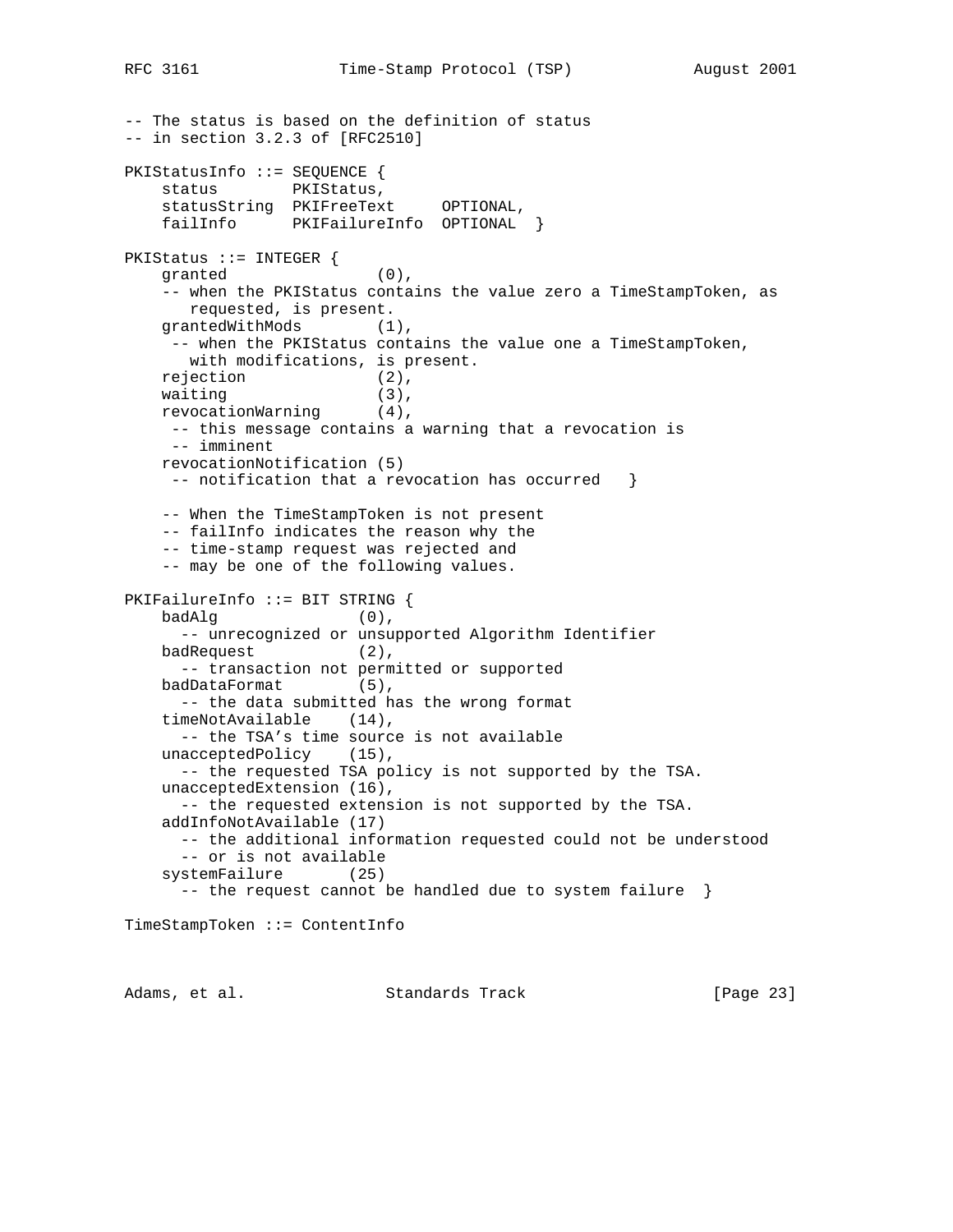```
-- The status is based on the definition of status
-- in section 3.2.3 of [RFC2510]

PKIStatusInfo ::= SEQUENCE {
    status        PKIStatus,
    statusString  PKIFreeText     OPTIONAL,
    failInfo      PKIFailureInfo  OPTIONAL  }

PKIStatus ::= INTEGER {
    granted                (0),
    -- when the PKIStatus contains the value zero a TimeStampToken, as
       requested, is present.
    grantedWithMods        (1),
     -- when the PKIStatus contains the value one a TimeStampToken,
       with modifications, is present.
    rejection              (2),
    waiting                (3),
    revocationWarning      (4),
     -- this message contains a warning that a revocation is
     -- imminent
    revocationNotification (5)
     -- notification that a revocation has occurred   }

    -- When the TimeStampToken is not present
    -- failInfo indicates the reason why the
    -- time-stamp request was rejected and
    -- may be one of the following values.

PKIFailureInfo ::= BIT STRING {
    badAlg               (0),
      -- unrecognized or unsupported Algorithm Identifier
    badRequest           (2),
      -- transaction not permitted or supported
    badDataFormat        (5),
      -- the data submitted has the wrong format
    timeNotAvailable    (14),
      -- the TSA's time source is not available
    unacceptedPolicy    (15),
      -- the requested TSA policy is not supported by the TSA.
    unacceptedExtension (16),
      -- the requested extension is not supported by the TSA.
    addInfoNotAvailable (17)
      -- the additional information requested could not be understood
      -- or is not available
    systemFailure       (25)
      -- the request cannot be handled due to system failure  }

TimeStampToken ::= ContentInfo
```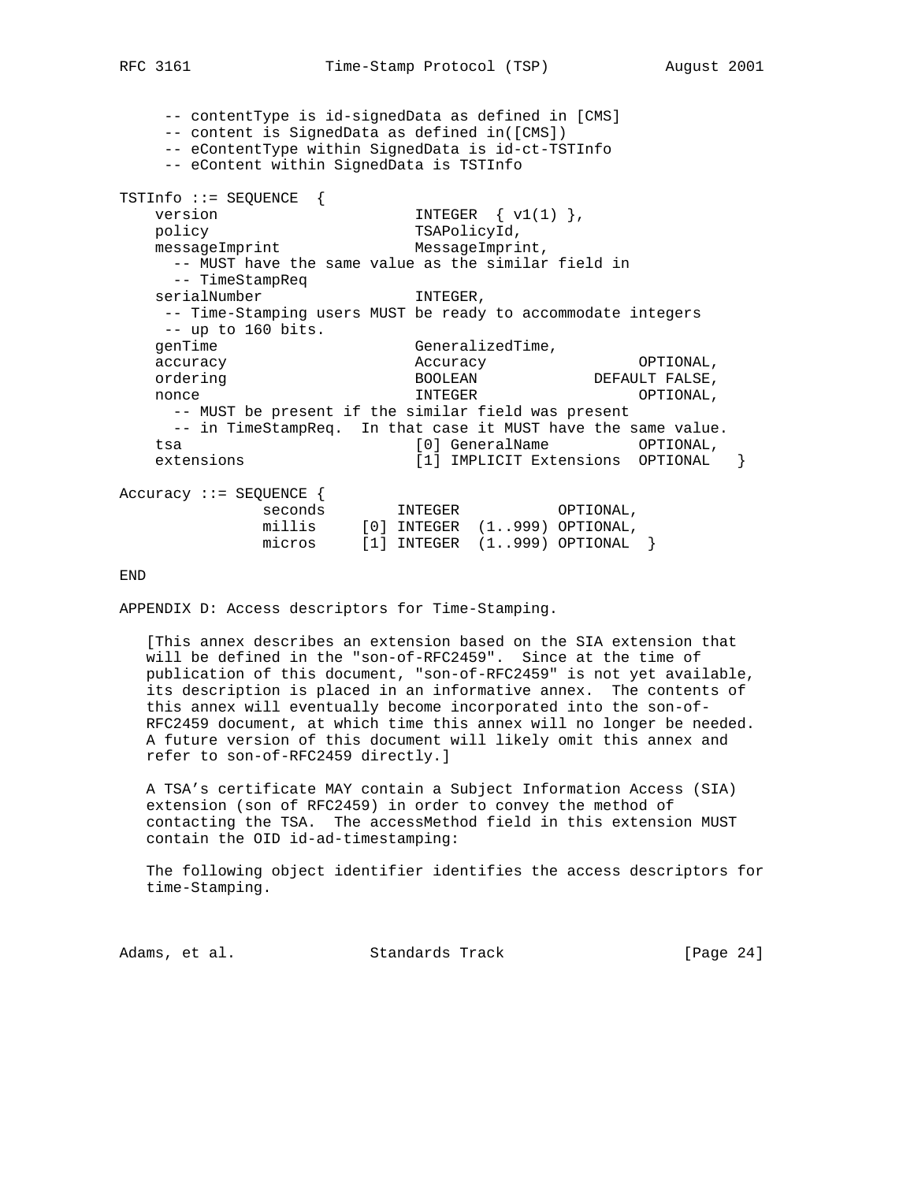```
     -- contentType is id-signedData as defined in [CMS]
     -- content is SignedData as defined in([CMS])
     -- eContentType within SignedData is id-ct-TSTInfo
     -- eContent within SignedData is TSTInfo

TSTInfo ::= SEQUENCE  {
    version                      INTEGER  { v1(1) },
    policy                       TSAPolicyId,
    messageImprint               MessageImprint,
      -- MUST have the same value as the similar field in
      -- TimeStampReq
    serialNumber                 INTEGER,
     -- Time-Stamping users MUST be ready to accommodate integers
     -- up to 160 bits.
    genTime                      GeneralizedTime,
    accuracy                     Accuracy                 OPTIONAL,
    ordering                     BOOLEAN             DEFAULT FALSE,
    nonce                        INTEGER                  OPTIONAL,
      -- MUST be present if the similar field was present
      -- in TimeStampReq.  In that case it MUST have the same value.
    tsa                          [0] GeneralName          OPTIONAL,
    extensions                   [1] IMPLICIT Extensions  OPTIONAL   }

Accuracy ::= SEQUENCE {
                seconds        INTEGER           OPTIONAL,
                millis     [0] INTEGER  (1..999) OPTIONAL,
                micros     [1] INTEGER  (1..999) OPTIONAL  }

END
```

APPENDIX D: Access descriptors for Time-Stamping.

[This annex describes an extension based on the SIA extension that will be defined in the "son-of-RFC2459". Since at the time of publication of this document, "son-of-RFC2459" is not yet available, its description is placed in an informative annex. The contents of this annex will eventually become incorporated into the son-of-RFC2459 document, at which time this annex will no longer be needed. A future version of this document will likely omit this annex and refer to son-of-RFC2459 directly.]

A TSA's certificate MAY contain a Subject Information Access (SIA) extension (son of RFC2459) in order to convey the method of contacting the TSA. The accessMethod field in this extension MUST contain the OID id-ad-timestamping:

The following object identifier identifies the access descriptors for time-Stamping.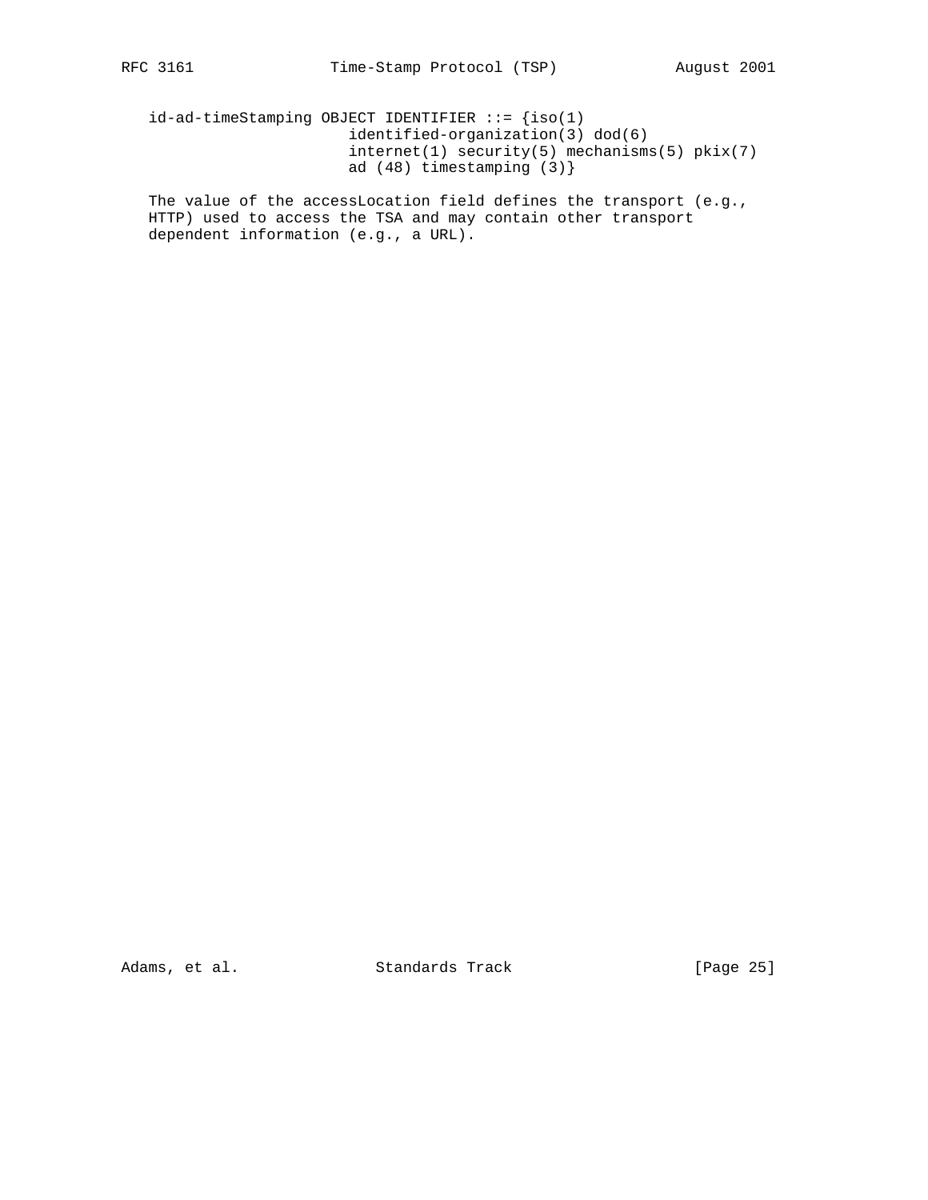```
id-ad-timeStamping OBJECT IDENTIFIER ::= {iso(1)
                      identified-organization(3) dod(6)
                      internet(1) security(5) mechanisms(5) pkix(7)
                      ad (48) timestamping (3)}
```

The value of the accessLocation field defines the transport (e.g., HTTP) used to access the TSA and may contain other transport dependent information (e.g., a URL).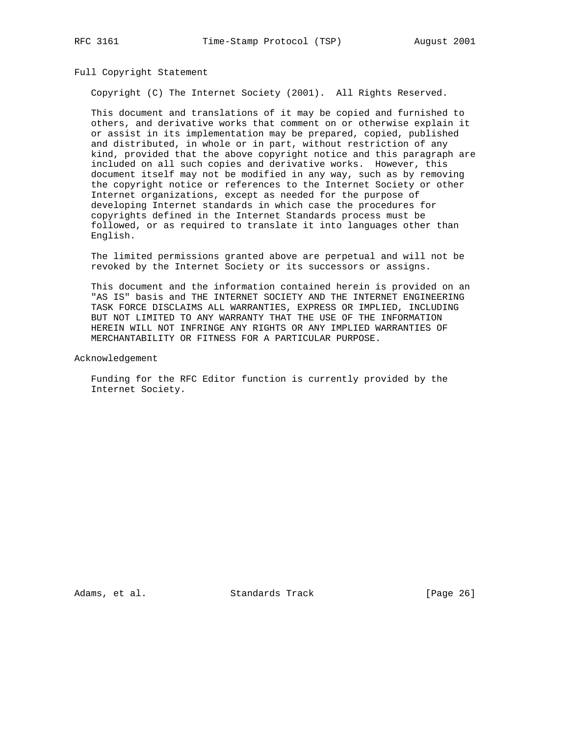## Full Copyright Statement

Copyright (C) The Internet Society (2001). All Rights Reserved.

This document and translations of it may be copied and furnished to others, and derivative works that comment on or otherwise explain it or assist in its implementation may be prepared, copied, published and distributed, in whole or in part, without restriction of any kind, provided that the above copyright notice and this paragraph are included on all such copies and derivative works. However, this document itself may not be modified in any way, such as by removing the copyright notice or references to the Internet Society or other Internet organizations, except as needed for the purpose of developing Internet standards in which case the procedures for copyrights defined in the Internet Standards process must be followed, or as required to translate it into languages other than English.

The limited permissions granted above are perpetual and will not be revoked by the Internet Society or its successors or assigns.

This document and the information contained herein is provided on an "AS IS" basis and THE INTERNET SOCIETY AND THE INTERNET ENGINEERING TASK FORCE DISCLAIMS ALL WARRANTIES, EXPRESS OR IMPLIED, INCLUDING BUT NOT LIMITED TO ANY WARRANTY THAT THE USE OF THE INFORMATION HEREIN WILL NOT INFRINGE ANY RIGHTS OR ANY IMPLIED WARRANTIES OF MERCHANTABILITY OR FITNESS FOR A PARTICULAR PURPOSE.

## Acknowledgement

Funding for the RFC Editor function is currently provided by the Internet Society.